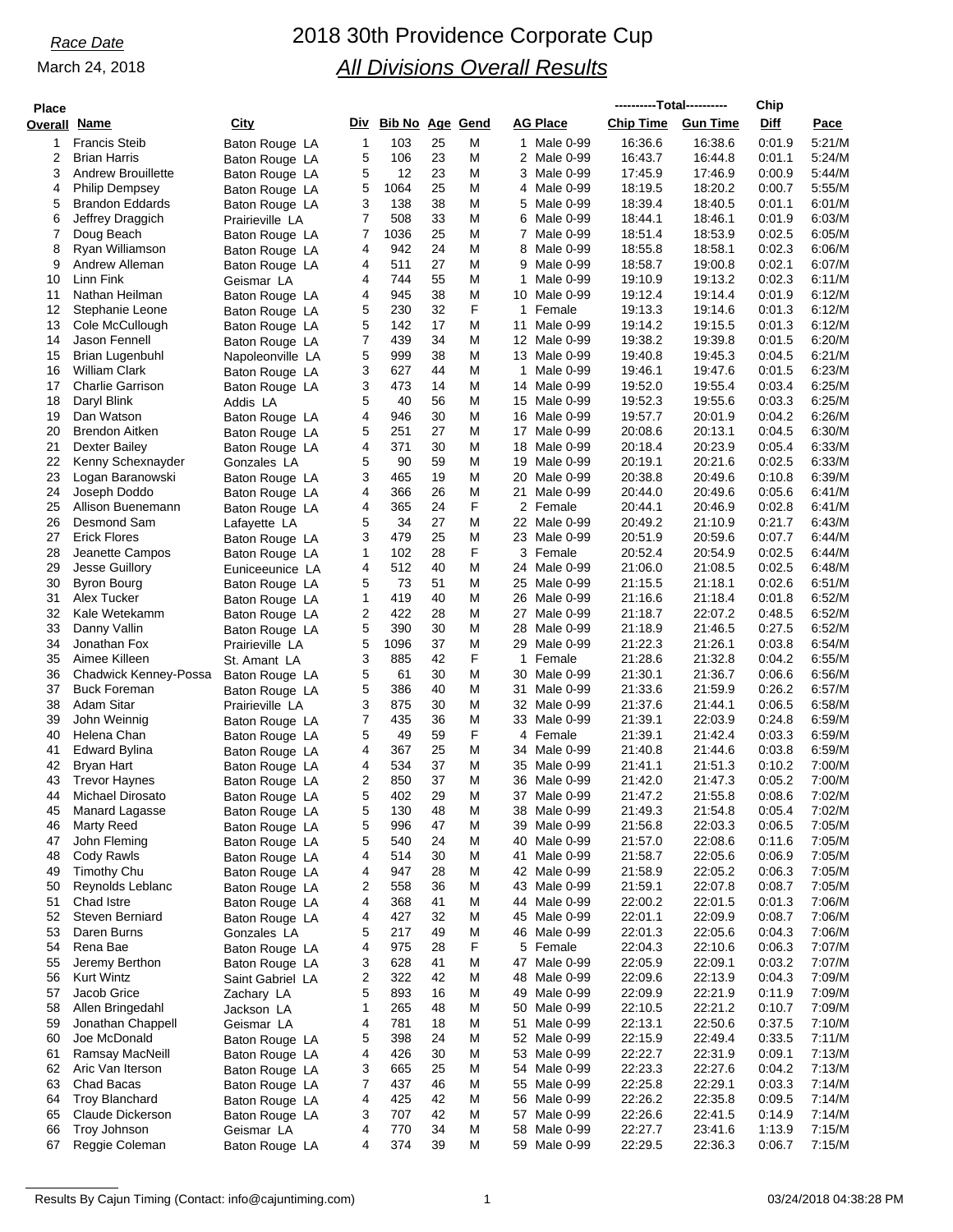*Race Date*

March 24, 2018

# 2018 30th Providence Corporate Cup

## *All Divisions Overall Results*

| Place Overall | Name | City | Div | Bib No | Age | Gend | AG Place | Total Chip Time | Total Gun Time | Chip Diff | Pace |
|---|---|---|---|---|---|---|---|---|---|---|---|
| 1 | Francis Steib | Baton Rouge LA | 1 | 103 | 25 | M | 1 Male 0-99 | 16:36.6 | 16:38.6 | 0:01.9 | 5:21/M |
| 2 | Brian Harris | Baton Rouge LA | 5 | 106 | 23 | M | 2 Male 0-99 | 16:43.7 | 16:44.8 | 0:01.1 | 5:24/M |
| 3 | Andrew Brouillette | Baton Rouge LA | 5 | 12 | 23 | M | 3 Male 0-99 | 17:45.9 | 17:46.9 | 0:00.9 | 5:44/M |
| 4 | Philip Dempsey | Baton Rouge LA | 5 | 1064 | 25 | M | 4 Male 0-99 | 18:19.5 | 18:20.2 | 0:00.7 | 5:55/M |
| 5 | Brandon Eddards | Baton Rouge LA | 3 | 138 | 38 | M | 5 Male 0-99 | 18:39.4 | 18:40.5 | 0:01.1 | 6:01/M |
| 6 | Jeffrey Draggich | Prairieville LA | 7 | 508 | 33 | M | 6 Male 0-99 | 18:44.1 | 18:46.1 | 0:01.9 | 6:03/M |
| 7 | Doug Beach | Baton Rouge LA | 7 | 1036 | 25 | M | 7 Male 0-99 | 18:51.4 | 18:53.9 | 0:02.5 | 6:05/M |
| 8 | Ryan Williamson | Baton Rouge LA | 4 | 942 | 24 | M | 8 Male 0-99 | 18:55.8 | 18:58.1 | 0:02.3 | 6:06/M |
| 9 | Andrew Alleman | Baton Rouge LA | 4 | 511 | 27 | M | 9 Male 0-99 | 18:58.7 | 19:00.8 | 0:02.1 | 6:07/M |
| 10 | Linn Fink | Geismar LA | 4 | 744 | 55 | M | 1 Male 0-99 | 19:10.9 | 19:13.2 | 0:02.3 | 6:11/M |
| 11 | Nathan Heilman | Baton Rouge LA | 4 | 945 | 38 | M | 10 Male 0-99 | 19:12.4 | 19:14.4 | 0:01.9 | 6:12/M |
| 12 | Stephanie Leone | Baton Rouge LA | 5 | 230 | 32 | F | 1 Female | 19:13.3 | 19:14.6 | 0:01.3 | 6:12/M |
| 13 | Cole McCullough | Baton Rouge LA | 5 | 142 | 17 | M | 11 Male 0-99 | 19:14.2 | 19:15.5 | 0:01.3 | 6:12/M |
| 14 | Jason Fennell | Baton Rouge LA | 7 | 439 | 34 | M | 12 Male 0-99 | 19:38.2 | 19:39.8 | 0:01.5 | 6:20/M |
| 15 | Brian Lugenbuhl | Napoleonville LA | 5 | 999 | 38 | M | 13 Male 0-99 | 19:40.8 | 19:45.3 | 0:04.5 | 6:21/M |
| 16 | William Clark | Baton Rouge LA | 3 | 627 | 44 | M | 1 Male 0-99 | 19:46.1 | 19:47.6 | 0:01.5 | 6:23/M |
| 17 | Charlie Garrison | Baton Rouge LA | 3 | 473 | 14 | M | 14 Male 0-99 | 19:52.0 | 19:55.4 | 0:03.4 | 6:25/M |
| 18 | Daryl Blink | Addis LA | 5 | 40 | 56 | M | 15 Male 0-99 | 19:52.3 | 19:55.6 | 0:03.3 | 6:25/M |
| 19 | Dan Watson | Baton Rouge LA | 4 | 946 | 30 | M | 16 Male 0-99 | 19:57.7 | 20:01.9 | 0:04.2 | 6:26/M |
| 20 | Brendon Aitken | Baton Rouge LA | 5 | 251 | 27 | M | 17 Male 0-99 | 20:08.6 | 20:13.1 | 0:04.5 | 6:30/M |
| 21 | Dexter Bailey | Baton Rouge LA | 4 | 371 | 30 | M | 18 Male 0-99 | 20:18.4 | 20:23.9 | 0:05.4 | 6:33/M |
| 22 | Kenny Schexnayder | Gonzales LA | 5 | 90 | 59 | M | 19 Male 0-99 | 20:19.1 | 20:21.6 | 0:02.5 | 6:33/M |
| 23 | Logan Baranowski | Baton Rouge LA | 3 | 465 | 19 | M | 20 Male 0-99 | 20:38.8 | 20:49.6 | 0:10.8 | 6:39/M |
| 24 | Joseph Doddo | Baton Rouge LA | 4 | 366 | 26 | M | 21 Male 0-99 | 20:44.0 | 20:49.6 | 0:05.6 | 6:41/M |
| 25 | Allison Buenemann | Baton Rouge LA | 4 | 365 | 24 | F | 2 Female | 20:44.1 | 20:46.9 | 0:02.8 | 6:41/M |
| 26 | Desmond Sam | Lafayette LA | 5 | 34 | 27 | M | 22 Male 0-99 | 20:49.2 | 21:10.9 | 0:21.7 | 6:43/M |
| 27 | Erick Flores | Baton Rouge LA | 3 | 479 | 25 | M | 23 Male 0-99 | 20:51.9 | 20:59.6 | 0:07.7 | 6:44/M |
| 28 | Jeanette Campos | Baton Rouge LA | 1 | 102 | 28 | F | 3 Female | 20:52.4 | 20:54.9 | 0:02.5 | 6:44/M |
| 29 | Jesse Guillory | Euniceeunice LA | 4 | 512 | 40 | M | 24 Male 0-99 | 21:06.0 | 21:08.5 | 0:02.5 | 6:48/M |
| 30 | Byron Bourg | Baton Rouge LA | 5 | 973 | 51 | M | 25 Male 0-99 | 21:15.5 | 21:18.1 | 0:02.6 | 6:51/M |
| 31 | Alex Tucker | Baton Rouge LA | 1 | 419 | 40 | M | 26 Male 0-99 | 21:16.6 | 21:18.4 | 0:01.8 | 6:52/M |
| 32 | Kale Wetekamm | Baton Rouge LA | 2 | 422 | 28 | M | 27 Male 0-99 | 21:18.7 | 22:07.2 | 0:48.5 | 6:52/M |
| 33 | Danny Vallin | Baton Rouge LA | 5 | 390 | 30 | M | 28 Male 0-99 | 21:18.9 | 21:46.5 | 0:27.5 | 6:52/M |
| 34 | Jonathan Fox | Prairieville LA | 5 | 1096 | 37 | M | 29 Male 0-99 | 21:22.3 | 21:26.1 | 0:03.8 | 6:54/M |
| 35 | Aimee Killeen | St. Amant LA | 3 | 885 | 42 | F | 1 Female | 21:28.6 | 21:32.8 | 0:04.2 | 6:55/M |
| 36 | Chadwick Kenney-Possa | Baton Rouge LA | 5 | 61 | 30 | M | 30 Male 0-99 | 21:30.1 | 21:36.7 | 0:06.6 | 6:56/M |
| 37 | Buck Foreman | Baton Rouge LA | 5 | 386 | 40 | M | 31 Male 0-99 | 21:33.6 | 21:59.9 | 0:26.2 | 6:57/M |
| 38 | Adam Sitar | Prairieville LA | 3 | 875 | 30 | M | 32 Male 0-99 | 21:37.6 | 21:44.1 | 0:06.5 | 6:58/M |
| 39 | John Weinnig | Baton Rouge LA | 7 | 435 | 36 | M | 33 Male 0-99 | 21:39.1 | 22:03.9 | 0:24.8 | 6:59/M |
| 40 | Helena Chan | Baton Rouge LA | 5 | 49 | 59 | F | 4 Female | 21:39.1 | 21:42.4 | 0:03.3 | 6:59/M |
| 41 | Edward Bylina | Baton Rouge LA | 4 | 367 | 25 | M | 34 Male 0-99 | 21:40.8 | 21:44.6 | 0:03.8 | 6:59/M |
| 42 | Bryan Hart | Baton Rouge LA | 4 | 534 | 37 | M | 35 Male 0-99 | 21:41.1 | 21:51.3 | 0:10.2 | 7:00/M |
| 43 | Trevor Haynes | Baton Rouge LA | 2 | 850 | 37 | M | 36 Male 0-99 | 21:42.0 | 21:47.3 | 0:05.2 | 7:00/M |
| 44 | Michael Dirosato | Baton Rouge LA | 5 | 402 | 29 | M | 37 Male 0-99 | 21:47.2 | 21:55.8 | 0:08.6 | 7:02/M |
| 45 | Manard Lagasse | Baton Rouge LA | 5 | 130 | 48 | M | 38 Male 0-99 | 21:49.3 | 21:54.8 | 0:05.4 | 7:02/M |
| 46 | Marty Reed | Baton Rouge LA | 5 | 996 | 47 | M | 39 Male 0-99 | 21:56.8 | 22:03.3 | 0:06.5 | 7:05/M |
| 47 | John Fleming | Baton Rouge LA | 5 | 540 | 24 | M | 40 Male 0-99 | 21:57.0 | 22:08.6 | 0:11.6 | 7:05/M |
| 48 | Cody Rawls | Baton Rouge LA | 4 | 514 | 30 | M | 41 Male 0-99 | 21:58.7 | 22:05.6 | 0:06.9 | 7:05/M |
| 49 | Timothy Chu | Baton Rouge LA | 4 | 947 | 28 | M | 42 Male 0-99 | 21:58.9 | 22:05.2 | 0:06.3 | 7:05/M |
| 50 | Reynolds Leblanc | Baton Rouge LA | 2 | 558 | 36 | M | 43 Male 0-99 | 21:59.1 | 22:07.8 | 0:08.7 | 7:05/M |
| 51 | Chad Istre | Baton Rouge LA | 4 | 368 | 41 | M | 44 Male 0-99 | 22:00.2 | 22:01.5 | 0:01.3 | 7:06/M |
| 52 | Steven Berniard | Baton Rouge LA | 4 | 427 | 32 | M | 45 Male 0-99 | 22:01.1 | 22:09.9 | 0:08.7 | 7:06/M |
| 53 | Daren Burns | Gonzales LA | 5 | 217 | 49 | M | 46 Male 0-99 | 22:01.3 | 22:05.6 | 0:04.3 | 7:06/M |
| 54 | Rena Bae | Baton Rouge LA | 4 | 975 | 28 | F | 5 Female | 22:04.3 | 22:10.6 | 0:06.3 | 7:07/M |
| 55 | Jeremy Berthon | Baton Rouge LA | 3 | 628 | 41 | M | 47 Male 0-99 | 22:05.9 | 22:09.1 | 0:03.2 | 7:07/M |
| 56 | Kurt Wintz | Saint Gabriel LA | 2 | 322 | 42 | M | 48 Male 0-99 | 22:09.6 | 22:13.9 | 0:04.3 | 7:09/M |
| 57 | Jacob Grice | Zachary LA | 5 | 893 | 16 | M | 49 Male 0-99 | 22:09.9 | 22:21.9 | 0:11.9 | 7:09/M |
| 58 | Allen Bringedahl | Jackson LA | 1 | 265 | 48 | M | 50 Male 0-99 | 22:10.5 | 22:21.2 | 0:10.7 | 7:09/M |
| 59 | Jonathan Chappell | Geismar LA | 4 | 781 | 18 | M | 51 Male 0-99 | 22:13.1 | 22:50.6 | 0:37.5 | 7:10/M |
| 60 | Joe McDonald | Baton Rouge LA | 5 | 398 | 24 | M | 52 Male 0-99 | 22:15.9 | 22:49.4 | 0:33.5 | 7:11/M |
| 61 | Ramsay MacNeill | Baton Rouge LA | 4 | 426 | 30 | M | 53 Male 0-99 | 22:22.7 | 22:31.9 | 0:09.1 | 7:13/M |
| 62 | Aric Van Iterson | Baton Rouge LA | 3 | 665 | 25 | M | 54 Male 0-99 | 22:23.3 | 22:27.6 | 0:04.2 | 7:13/M |
| 63 | Chad Bacas | Baton Rouge LA | 7 | 437 | 46 | M | 55 Male 0-99 | 22:25.8 | 22:29.1 | 0:03.3 | 7:14/M |
| 64 | Troy Blanchard | Baton Rouge LA | 4 | 425 | 42 | M | 56 Male 0-99 | 22:26.2 | 22:35.8 | 0:09.5 | 7:14/M |
| 65 | Claude Dickerson | Baton Rouge LA | 3 | 707 | 42 | M | 57 Male 0-99 | 22:26.6 | 22:41.5 | 0:14.9 | 7:14/M |
| 66 | Troy Johnson | Geismar LA | 4 | 770 | 34 | M | 58 Male 0-99 | 22:27.7 | 23:41.6 | 1:13.9 | 7:15/M |
| 67 | Reggie Coleman | Baton Rouge LA | 4 | 374 | 39 | M | 59 Male 0-99 | 22:29.5 | 22:36.3 | 0:06.7 | 7:15/M |

Results By Cajun Timing (Contact: info@cajuntiming.com) 03/24/2018 04:38:28 PM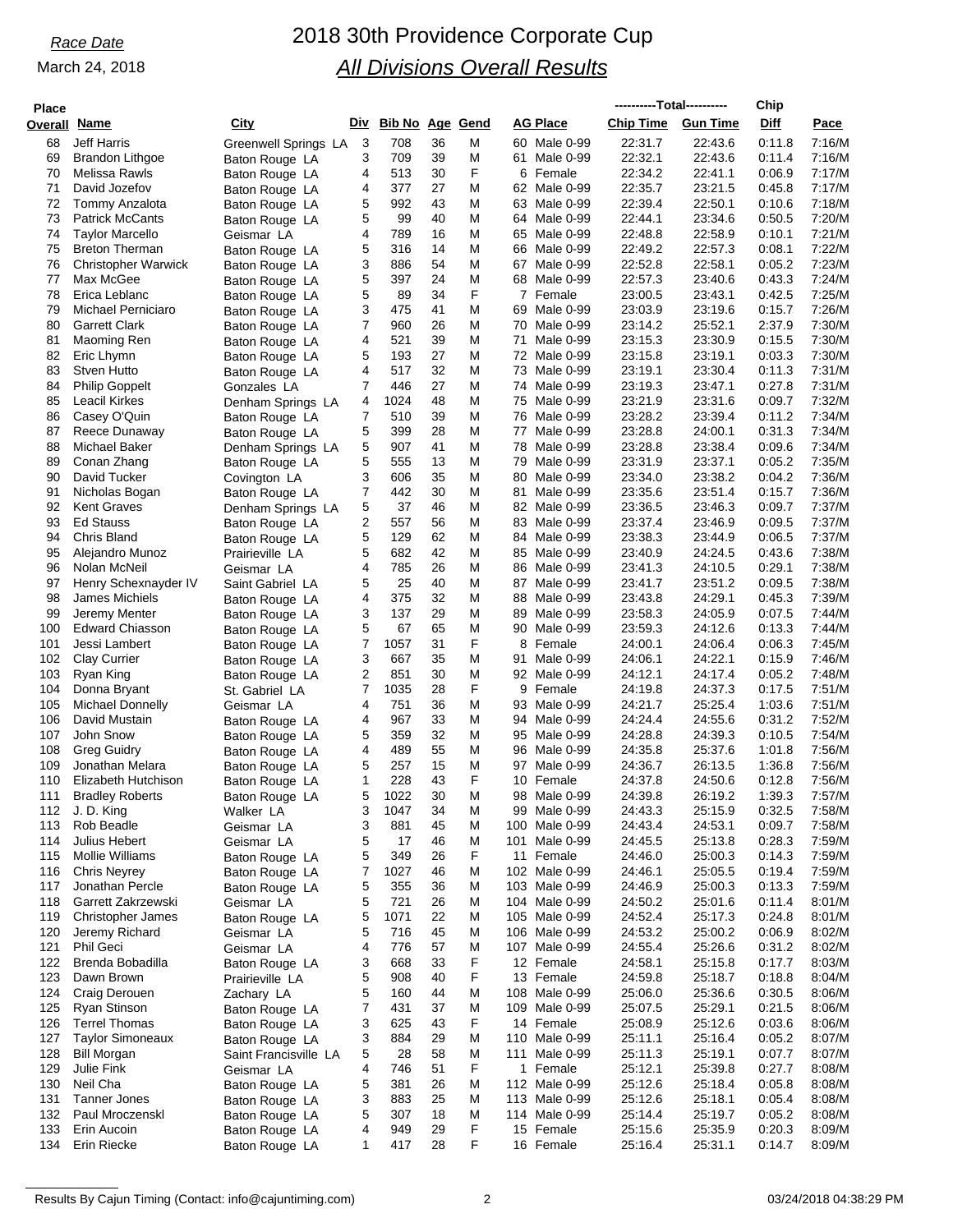*Race Date*

March 24, 2018

# 2018 30th Providence Corporate Cup

## *All Divisions Overall Results*

| Place Overall | Name | City | Div | Bib No | Age | Gend | AG Place | Chip Time | Gun Time | Chip Diff | Pace |
|---|---|---|---|---|---|---|---|---|---|---|---|
| 68 | Jeff Harris | Greenwell Springs LA | 3 | 708 | 36 | M | 60 Male 0-99 | 22:31.7 | 22:43.6 | 0:11.8 | 7:16/M |
| 69 | Brandon Lithgoe | Baton Rouge LA | 3 | 709 | 39 | M | 61 Male 0-99 | 22:32.1 | 22:43.6 | 0:11.4 | 7:16/M |
| 70 | Melissa Rawls | Baton Rouge LA | 4 | 513 | 30 | F | 6 Female | 22:34.2 | 22:41.1 | 0:06.9 | 7:17/M |
| 71 | David Jozefov | Baton Rouge LA | 4 | 377 | 27 | M | 62 Male 0-99 | 22:35.7 | 23:21.5 | 0:45.8 | 7:17/M |
| 72 | Tommy Anzalota | Baton Rouge LA | 5 | 992 | 43 | M | 63 Male 0-99 | 22:39.4 | 22:50.1 | 0:10.6 | 7:18/M |
| 73 | Patrick McCants | Baton Rouge LA | 5 | 99 | 40 | M | 64 Male 0-99 | 22:44.1 | 23:34.6 | 0:50.5 | 7:20/M |
| 74 | Taylor Marcello | Geismar LA | 4 | 789 | 16 | M | 65 Male 0-99 | 22:48.8 | 22:58.9 | 0:10.1 | 7:21/M |
| 75 | Breton Therman | Baton Rouge LA | 5 | 316 | 14 | M | 66 Male 0-99 | 22:49.2 | 22:57.3 | 0:08.1 | 7:22/M |
| 76 | Christopher Warwick | Baton Rouge LA | 3 | 886 | 54 | M | 67 Male 0-99 | 22:52.8 | 22:58.1 | 0:05.2 | 7:23/M |
| 77 | Max McGee | Baton Rouge LA | 5 | 397 | 24 | M | 68 Male 0-99 | 22:57.3 | 23:40.6 | 0:43.3 | 7:24/M |
| 78 | Erica Leblanc | Baton Rouge LA | 5 | 89 | 34 | F | 7 Female | 23:00.5 | 23:43.1 | 0:42.5 | 7:25/M |
| 79 | Michael Perniciaro | Baton Rouge LA | 3 | 475 | 41 | M | 69 Male 0-99 | 23:03.9 | 23:19.6 | 0:15.7 | 7:26/M |
| 80 | Garrett Clark | Baton Rouge LA | 7 | 960 | 26 | M | 70 Male 0-99 | 23:14.2 | 25:52.1 | 2:37.9 | 7:30/M |
| 81 | Maoming Ren | Baton Rouge LA | 4 | 521 | 39 | M | 71 Male 0-99 | 23:15.3 | 23:30.9 | 0:15.5 | 7:30/M |
| 82 | Eric Lhymn | Baton Rouge LA | 5 | 193 | 27 | M | 72 Male 0-99 | 23:15.8 | 23:19.1 | 0:03.3 | 7:30/M |
| 83 | Stven Hutto | Baton Rouge LA | 4 | 517 | 32 | M | 73 Male 0-99 | 23:19.1 | 23:30.4 | 0:11.3 | 7:31/M |
| 84 | Philip Goppelt | Gonzales LA | 7 | 446 | 27 | M | 74 Male 0-99 | 23:19.3 | 23:47.1 | 0:27.8 | 7:31/M |
| 85 | Leacil Kirkes | Denham Springs LA | 4 | 1024 | 48 | M | 75 Male 0-99 | 23:21.9 | 23:31.6 | 0:09.7 | 7:32/M |
| 86 | Casey O'Quin | Baton Rouge LA | 7 | 510 | 39 | M | 76 Male 0-99 | 23:28.2 | 23:39.4 | 0:11.2 | 7:34/M |
| 87 | Reece Dunaway | Baton Rouge LA | 5 | 399 | 28 | M | 77 Male 0-99 | 23:28.8 | 24:00.1 | 0:31.3 | 7:34/M |
| 88 | Michael Baker | Denham Springs LA | 5 | 907 | 41 | M | 78 Male 0-99 | 23:28.8 | 23:38.4 | 0:09.6 | 7:34/M |
| 89 | Conan Zhang | Baton Rouge LA | 5 | 555 | 13 | M | 79 Male 0-99 | 23:31.9 | 23:37.1 | 0:05.2 | 7:35/M |
| 90 | David Tucker | Covington LA | 3 | 606 | 35 | M | 80 Male 0-99 | 23:34.0 | 23:38.2 | 0:04.2 | 7:36/M |
| 91 | Nicholas Bogan | Baton Rouge LA | 7 | 442 | 30 | M | 81 Male 0-99 | 23:35.6 | 23:51.4 | 0:15.7 | 7:36/M |
| 92 | Kent Graves | Denham Springs LA | 5 | 37 | 46 | M | 82 Male 0-99 | 23:36.5 | 23:46.3 | 0:09.7 | 7:37/M |
| 93 | Ed Stauss | Baton Rouge LA | 2 | 557 | 56 | M | 83 Male 0-99 | 23:37.4 | 23:46.9 | 0:09.5 | 7:37/M |
| 94 | Chris Bland | Baton Rouge LA | 5 | 129 | 62 | M | 84 Male 0-99 | 23:38.3 | 23:44.9 | 0:06.5 | 7:37/M |
| 95 | Alejandro Munoz | Prairieville LA | 5 | 682 | 42 | M | 85 Male 0-99 | 23:40.9 | 24:24.5 | 0:43.6 | 7:38/M |
| 96 | Nolan McNeil | Geismar LA | 4 | 785 | 26 | M | 86 Male 0-99 | 23:41.3 | 24:10.5 | 0:29.1 | 7:38/M |
| 97 | Henry Schexnayder IV | Saint Gabriel LA | 5 | 25 | 40 | M | 87 Male 0-99 | 23:41.7 | 23:51.2 | 0:09.5 | 7:38/M |
| 98 | James Michiels | Baton Rouge LA | 4 | 375 | 32 | M | 88 Male 0-99 | 23:43.8 | 24:29.1 | 0:45.3 | 7:39/M |
| 99 | Jeremy Menter | Baton Rouge LA | 3 | 137 | 29 | M | 89 Male 0-99 | 23:58.3 | 24:05.9 | 0:07.5 | 7:44/M |
| 100 | Edward Chiasson | Baton Rouge LA | 5 | 67 | 65 | M | 90 Male 0-99 | 23:59.3 | 24:12.6 | 0:13.3 | 7:44/M |
| 101 | Jessi Lambert | Baton Rouge LA | 7 | 1057 | 31 | F | 8 Female | 24:00.1 | 24:06.4 | 0:06.3 | 7:45/M |
| 102 | Clay Currier | Baton Rouge LA | 3 | 667 | 35 | M | 91 Male 0-99 | 24:06.1 | 24:22.1 | 0:15.9 | 7:46/M |
| 103 | Ryan King | Baton Rouge LA | 2 | 851 | 30 | M | 92 Male 0-99 | 24:12.1 | 24:17.4 | 0:05.2 | 7:48/M |
| 104 | Donna Bryant | St. Gabriel LA | 7 | 1035 | 28 | F | 9 Female | 24:19.8 | 24:37.3 | 0:17.5 | 7:51/M |
| 105 | Michael Donnelly | Geismar LA | 4 | 751 | 36 | M | 93 Male 0-99 | 24:21.7 | 25:25.4 | 1:03.6 | 7:51/M |
| 106 | David Mustain | Baton Rouge LA | 4 | 967 | 33 | M | 94 Male 0-99 | 24:24.4 | 24:55.6 | 0:31.2 | 7:52/M |
| 107 | John Snow | Baton Rouge LA | 5 | 359 | 32 | M | 95 Male 0-99 | 24:28.8 | 24:39.3 | 0:10.5 | 7:54/M |
| 108 | Greg Guidry | Baton Rouge LA | 4 | 489 | 55 | M | 96 Male 0-99 | 24:35.8 | 25:37.6 | 1:01.8 | 7:56/M |
| 109 | Jonathan Melara | Baton Rouge LA | 5 | 257 | 15 | M | 97 Male 0-99 | 24:36.7 | 26:13.5 | 1:36.8 | 7:56/M |
| 110 | Elizabeth Hutchison | Baton Rouge LA | 1 | 228 | 43 | F | 10 Female | 24:37.8 | 24:50.6 | 0:12.8 | 7:56/M |
| 111 | Bradley Roberts | Baton Rouge LA | 5 | 1022 | 30 | M | 98 Male 0-99 | 24:39.8 | 26:19.2 | 1:39.3 | 7:57/M |
| 112 | J. D. King | Walker LA | 3 | 1047 | 34 | M | 99 Male 0-99 | 24:43.3 | 25:15.9 | 0:32.5 | 7:58/M |
| 113 | Rob Beadle | Geismar LA | 3 | 881 | 45 | M | 100 Male 0-99 | 24:43.4 | 24:53.1 | 0:09.7 | 7:58/M |
| 114 | Julius Hebert | Geismar LA | 5 | 17 | 46 | M | 101 Male 0-99 | 24:45.5 | 25:13.8 | 0:28.3 | 7:59/M |
| 115 | Mollie Williams | Baton Rouge LA | 5 | 349 | 26 | F | 11 Female | 24:46.0 | 25:00.3 | 0:14.3 | 7:59/M |
| 116 | Chris Neyrey | Baton Rouge LA | 7 | 1027 | 46 | M | 102 Male 0-99 | 24:46.1 | 25:05.5 | 0:19.4 | 7:59/M |
| 117 | Jonathan Percle | Baton Rouge LA | 5 | 355 | 36 | M | 103 Male 0-99 | 24:46.9 | 25:00.3 | 0:13.3 | 7:59/M |
| 118 | Garrett Zakrzewski | Geismar LA | 5 | 721 | 26 | M | 104 Male 0-99 | 24:50.2 | 25:01.6 | 0:11.4 | 8:01/M |
| 119 | Christopher James | Baton Rouge LA | 5 | 1071 | 22 | M | 105 Male 0-99 | 24:52.4 | 25:17.3 | 0:24.8 | 8:01/M |
| 120 | Jeremy Richard | Geismar LA | 5 | 716 | 45 | M | 106 Male 0-99 | 24:53.2 | 25:00.2 | 0:06.9 | 8:02/M |
| 121 | Phil Geci | Geismar LA | 4 | 776 | 57 | M | 107 Male 0-99 | 24:55.4 | 25:26.6 | 0:31.2 | 8:02/M |
| 122 | Brenda Bobadilla | Baton Rouge LA | 3 | 668 | 33 | F | 12 Female | 24:58.1 | 25:15.8 | 0:17.7 | 8:03/M |
| 123 | Dawn Brown | Prairieville LA | 5 | 908 | 40 | F | 13 Female | 24:59.8 | 25:18.7 | 0:18.8 | 8:04/M |
| 124 | Craig Derouen | Zachary LA | 5 | 160 | 44 | M | 108 Male 0-99 | 25:06.0 | 25:36.6 | 0:30.5 | 8:06/M |
| 125 | Ryan Stinson | Baton Rouge LA | 7 | 431 | 37 | M | 109 Male 0-99 | 25:07.5 | 25:29.1 | 0:21.5 | 8:06/M |
| 126 | Terrel Thomas | Baton Rouge LA | 3 | 625 | 43 | F | 14 Female | 25:08.9 | 25:12.6 | 0:03.6 | 8:06/M |
| 127 | Taylor Simoneaux | Baton Rouge LA | 3 | 884 | 29 | M | 110 Male 0-99 | 25:11.1 | 25:16.4 | 0:05.2 | 8:07/M |
| 128 | Bill Morgan | Saint Francisville LA | 5 | 28 | 58 | M | 111 Male 0-99 | 25:11.3 | 25:19.1 | 0:07.7 | 8:07/M |
| 129 | Julie Fink | Geismar LA | 4 | 746 | 51 | F | 1 Female | 25:12.1 | 25:39.8 | 0:27.7 | 8:08/M |
| 130 | Neil Cha | Baton Rouge LA | 5 | 381 | 26 | M | 112 Male 0-99 | 25:12.6 | 25:18.4 | 0:05.8 | 8:08/M |
| 131 | Tanner Jones | Baton Rouge LA | 3 | 883 | 25 | M | 113 Male 0-99 | 25:12.6 | 25:18.1 | 0:05.4 | 8:08/M |
| 132 | Paul Mroczenskl | Baton Rouge LA | 5 | 307 | 18 | M | 114 Male 0-99 | 25:14.4 | 25:19.7 | 0:05.2 | 8:08/M |
| 133 | Erin Aucoin | Baton Rouge LA | 4 | 949 | 29 | F | 15 Female | 25:15.6 | 25:35.9 | 0:20.3 | 8:09/M |
| 134 | Erin Riecke | Baton Rouge LA | 1 | 417 | 28 | F | 16 Female | 25:16.4 | 25:31.1 | 0:14.7 | 8:09/M |

Results By Cajun Timing (Contact: info@cajuntiming.com) 03/24/2018 04:38:29 PM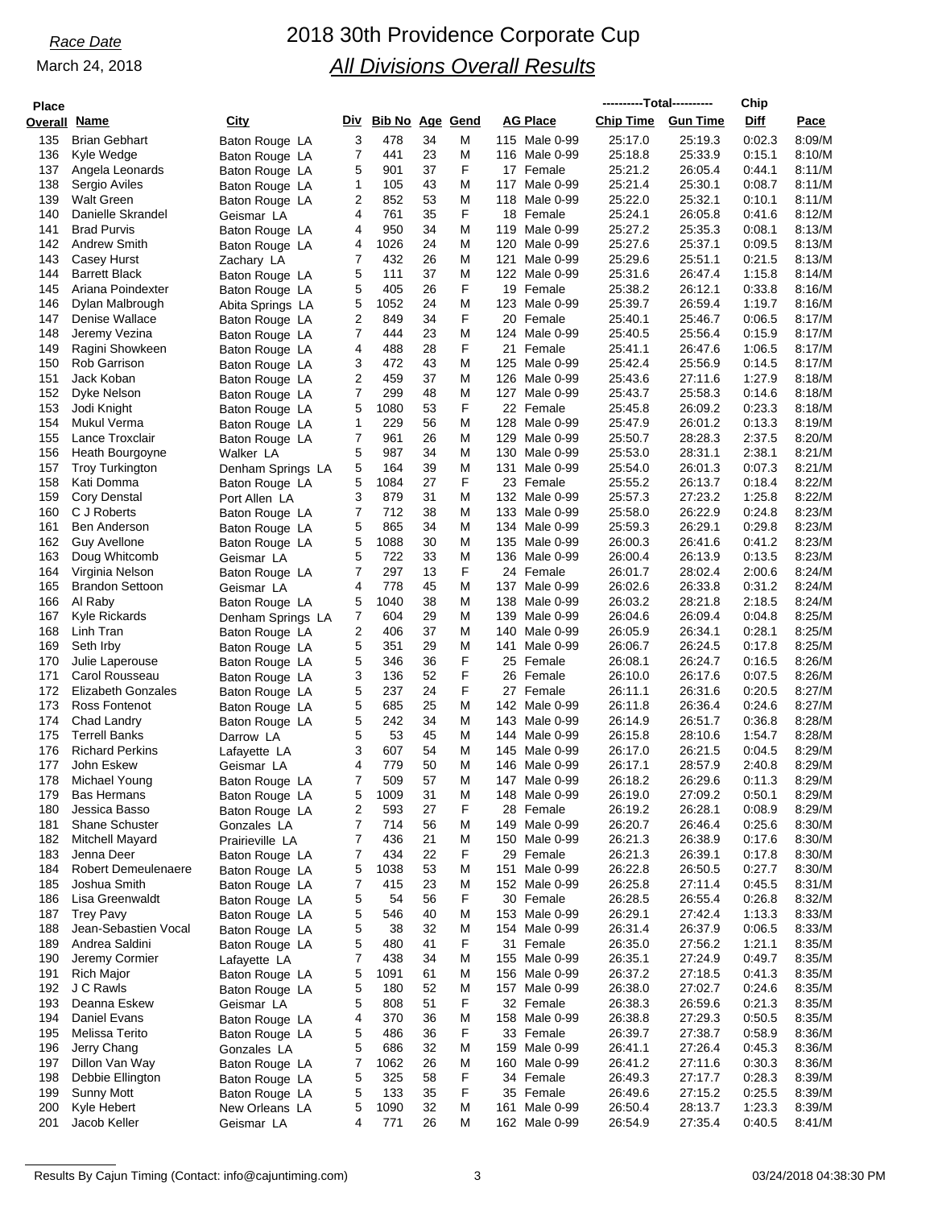*Race Date*

March 24, 2018

# 2018 30th Providence Corporate Cup

## *All Divisions Overall Results*

| Place Overall | Name | City | Div | Bib No | Age | Gend | AG Place | Chip Time | Gun Time | Chip Diff | Pace |
|---|---|---|---|---|---|---|---|---|---|---|---|
| 135 | Brian Gebhart | Baton Rouge LA | 3 | 478 | 34 | M | 115 Male 0-99 | 25:17.0 | 25:19.3 | 0:02.3 | 8:09/M |
| 136 | Kyle Wedge | Baton Rouge LA | 7 | 441 | 23 | M | 116 Male 0-99 | 25:18.8 | 25:33.9 | 0:15.1 | 8:10/M |
| 137 | Angela Leonards | Baton Rouge LA | 5 | 901 | 37 | F | 17 Female | 25:21.2 | 26:05.4 | 0:44.1 | 8:11/M |
| 138 | Sergio Aviles | Baton Rouge LA | 1 | 105 | 43 | M | 117 Male 0-99 | 25:21.4 | 25:30.1 | 0:08.7 | 8:11/M |
| 139 | Walt Green | Baton Rouge LA | 2 | 852 | 53 | M | 118 Male 0-99 | 25:22.0 | 25:32.1 | 0:10.1 | 8:11/M |
| 140 | Danielle Skrandel | Geismar LA | 4 | 761 | 35 | F | 18 Female | 25:24.1 | 26:05.8 | 0:41.6 | 8:12/M |
| 141 | Brad Purvis | Baton Rouge LA | 4 | 950 | 34 | M | 119 Male 0-99 | 25:27.2 | 25:35.3 | 0:08.1 | 8:13/M |
| 142 | Andrew Smith | Baton Rouge LA | 4 | 1026 | 24 | M | 120 Male 0-99 | 25:27.6 | 25:37.1 | 0:09.5 | 8:13/M |
| 143 | Casey Hurst | Zachary LA | 7 | 432 | 26 | M | 121 Male 0-99 | 25:29.6 | 25:51.1 | 0:21.5 | 8:13/M |
| 144 | Barrett Black | Baton Rouge LA | 5 | 111 | 37 | M | 122 Male 0-99 | 25:31.6 | 26:47.4 | 1:15.8 | 8:14/M |
| 145 | Ariana Poindexter | Baton Rouge LA | 5 | 405 | 26 | F | 19 Female | 25:38.2 | 26:12.1 | 0:33.8 | 8:16/M |
| 146 | Dylan Malbrough | Abita Springs LA | 5 | 1052 | 24 | M | 123 Male 0-99 | 25:39.7 | 26:59.4 | 1:19.7 | 8:16/M |
| 147 | Denise Wallace | Baton Rouge LA | 2 | 849 | 34 | F | 20 Female | 25:40.1 | 25:46.7 | 0:06.5 | 8:17/M |
| 148 | Jeremy Vezina | Baton Rouge LA | 7 | 444 | 23 | M | 124 Male 0-99 | 25:40.5 | 25:56.4 | 0:15.9 | 8:17/M |
| 149 | Ragini Showkeen | Baton Rouge LA | 4 | 488 | 28 | F | 21 Female | 25:41.1 | 26:47.6 | 1:06.5 | 8:17/M |
| 150 | Rob Garrison | Baton Rouge LA | 3 | 472 | 43 | M | 125 Male 0-99 | 25:42.4 | 25:56.9 | 0:14.5 | 8:17/M |
| 151 | Jack Koban | Baton Rouge LA | 2 | 459 | 37 | M | 126 Male 0-99 | 25:43.6 | 27:11.6 | 1:27.9 | 8:18/M |
| 152 | Dyke Nelson | Baton Rouge LA | 7 | 299 | 48 | M | 127 Male 0-99 | 25:43.7 | 25:58.3 | 0:14.6 | 8:18/M |
| 153 | Jodi Knight | Baton Rouge LA | 5 | 1080 | 53 | F | 22 Female | 25:45.8 | 26:09.2 | 0:23.3 | 8:18/M |
| 154 | Mukul Verma | Baton Rouge LA | 1 | 229 | 56 | M | 128 Male 0-99 | 25:47.9 | 26:01.2 | 0:13.3 | 8:19/M |
| 155 | Lance Troxclair | Baton Rouge LA | 7 | 961 | 26 | M | 129 Male 0-99 | 25:50.7 | 28:28.3 | 2:37.5 | 8:20/M |
| 156 | Heath Bourgoyne | Walker LA | 5 | 987 | 34 | M | 130 Male 0-99 | 25:53.0 | 28:31.1 | 2:38.1 | 8:21/M |
| 157 | Troy Turkington | Denham Springs LA | 5 | 164 | 39 | M | 131 Male 0-99 | 25:54.0 | 26:01.3 | 0:07.3 | 8:21/M |
| 158 | Kati Domma | Baton Rouge LA | 5 | 1084 | 27 | F | 23 Female | 25:55.2 | 26:13.7 | 0:18.4 | 8:22/M |
| 159 | Cory Denstal | Port Allen LA | 3 | 879 | 31 | M | 132 Male 0-99 | 25:57.3 | 27:23.2 | 1:25.8 | 8:22/M |
| 160 | C J Roberts | Baton Rouge LA | 7 | 712 | 38 | M | 133 Male 0-99 | 25:58.0 | 26:22.9 | 0:24.8 | 8:23/M |
| 161 | Ben Anderson | Baton Rouge LA | 5 | 865 | 34 | M | 134 Male 0-99 | 25:59.3 | 26:29.1 | 0:29.8 | 8:23/M |
| 162 | Guy Avellone | Baton Rouge LA | 5 | 1088 | 30 | M | 135 Male 0-99 | 26:00.3 | 26:41.6 | 0:41.2 | 8:23/M |
| 163 | Doug Whitcomb | Geismar LA | 5 | 722 | 33 | M | 136 Male 0-99 | 26:00.4 | 26:13.9 | 0:13.5 | 8:23/M |
| 164 | Virginia Nelson | Baton Rouge LA | 7 | 297 | 13 | F | 24 Female | 26:01.7 | 28:02.4 | 2:00.6 | 8:24/M |
| 165 | Brandon Settoon | Geismar LA | 4 | 778 | 45 | M | 137 Male 0-99 | 26:02.6 | 26:33.8 | 0:31.2 | 8:24/M |
| 166 | Al Raby | Baton Rouge LA | 5 | 1040 | 38 | M | 138 Male 0-99 | 26:03.2 | 28:21.8 | 2:18.5 | 8:24/M |
| 167 | Kyle Rickards | Denham Springs LA | 7 | 604 | 29 | M | 139 Male 0-99 | 26:04.6 | 26:09.4 | 0:04.8 | 8:25/M |
| 168 | Linh Tran | Baton Rouge LA | 2 | 406 | 37 | M | 140 Male 0-99 | 26:05.9 | 26:34.1 | 0:28.1 | 8:25/M |
| 169 | Seth Irby | Baton Rouge LA | 5 | 351 | 29 | M | 141 Male 0-99 | 26:06.7 | 26:24.5 | 0:17.8 | 8:25/M |
| 170 | Julie Laperouse | Baton Rouge LA | 5 | 346 | 36 | F | 25 Female | 26:08.1 | 26:24.7 | 0:16.5 | 8:26/M |
| 171 | Carol Rousseau | Baton Rouge LA | 3 | 136 | 52 | F | 26 Female | 26:10.0 | 26:17.6 | 0:07.5 | 8:26/M |
| 172 | Elizabeth Gonzales | Baton Rouge LA | 5 | 237 | 24 | F | 27 Female | 26:11.1 | 26:31.6 | 0:20.5 | 8:27/M |
| 173 | Ross Fontenot | Baton Rouge LA | 5 | 685 | 25 | M | 142 Male 0-99 | 26:11.8 | 26:36.4 | 0:24.6 | 8:27/M |
| 174 | Chad Landry | Baton Rouge LA | 5 | 242 | 34 | M | 143 Male 0-99 | 26:14.9 | 26:51.7 | 0:36.8 | 8:28/M |
| 175 | Terrell Banks | Darrow LA | 5 | 53 | 45 | M | 144 Male 0-99 | 26:15.8 | 28:10.6 | 1:54.7 | 8:28/M |
| 176 | Richard Perkins | Lafayette LA | 3 | 607 | 54 | M | 145 Male 0-99 | 26:17.0 | 26:21.5 | 0:04.5 | 8:29/M |
| 177 | John Eskew | Geismar LA | 4 | 779 | 50 | M | 146 Male 0-99 | 26:17.1 | 28:57.9 | 2:40.8 | 8:29/M |
| 178 | Michael Young | Baton Rouge LA | 7 | 509 | 57 | M | 147 Male 0-99 | 26:18.2 | 26:29.6 | 0:11.3 | 8:29/M |
| 179 | Bas Hermans | Baton Rouge LA | 5 | 1009 | 31 | M | 148 Male 0-99 | 26:19.0 | 27:09.2 | 0:50.1 | 8:29/M |
| 180 | Jessica Basso | Baton Rouge LA | 2 | 593 | 27 | F | 28 Female | 26:19.2 | 26:28.1 | 0:08.9 | 8:29/M |
| 181 | Shane Schuster | Gonzales LA | 7 | 714 | 56 | M | 149 Male 0-99 | 26:20.7 | 26:46.4 | 0:25.6 | 8:30/M |
| 182 | Mitchell Mayard | Prairieville LA | 7 | 436 | 21 | M | 150 Male 0-99 | 26:21.3 | 26:38.9 | 0:17.6 | 8:30/M |
| 183 | Jenna Deer | Baton Rouge LA | 7 | 434 | 22 | F | 29 Female | 26:21.3 | 26:39.1 | 0:17.8 | 8:30/M |
| 184 | Robert Demeulenaere | Baton Rouge LA | 5 | 1038 | 53 | M | 151 Male 0-99 | 26:22.8 | 26:50.5 | 0:27.7 | 8:30/M |
| 185 | Joshua Smith | Baton Rouge LA | 7 | 415 | 23 | M | 152 Male 0-99 | 26:25.8 | 27:11.4 | 0:45.5 | 8:31/M |
| 186 | Lisa Greenwaldt | Baton Rouge LA | 5 | 54 | 56 | F | 30 Female | 26:28.5 | 26:55.4 | 0:26.8 | 8:32/M |
| 187 | Trey Pavy | Baton Rouge LA | 5 | 546 | 40 | M | 153 Male 0-99 | 26:29.1 | 27:42.4 | 1:13.3 | 8:33/M |
| 188 | Jean-Sebastien Vocal | Baton Rouge LA | 5 | 38 | 32 | M | 154 Male 0-99 | 26:31.4 | 26:37.9 | 0:06.5 | 8:33/M |
| 189 | Andrea Saldini | Baton Rouge LA | 5 | 480 | 41 | F | 31 Female | 26:35.0 | 27:56.2 | 1:21.1 | 8:35/M |
| 190 | Jeremy Cormier | Lafayette LA | 7 | 438 | 34 | M | 155 Male 0-99 | 26:35.1 | 27:24.9 | 0:49.7 | 8:35/M |
| 191 | Rich Major | Baton Rouge LA | 5 | 1091 | 61 | M | 156 Male 0-99 | 26:37.2 | 27:18.5 | 0:41.3 | 8:35/M |
| 192 | J C Rawls | Baton Rouge LA | 5 | 180 | 52 | M | 157 Male 0-99 | 26:38.0 | 27:02.7 | 0:24.6 | 8:35/M |
| 193 | Deanna Eskew | Geismar LA | 5 | 808 | 51 | F | 32 Female | 26:38.3 | 26:59.6 | 0:21.3 | 8:35/M |
| 194 | Daniel Evans | Baton Rouge LA | 4 | 370 | 36 | M | 158 Male 0-99 | 26:38.8 | 27:29.3 | 0:50.5 | 8:35/M |
| 195 | Melissa Terito | Baton Rouge LA | 5 | 486 | 36 | F | 33 Female | 26:39.7 | 27:38.7 | 0:58.9 | 8:36/M |
| 196 | Jerry Chang | Gonzales LA | 5 | 686 | 32 | M | 159 Male 0-99 | 26:41.1 | 27:26.4 | 0:45.3 | 8:36/M |
| 197 | Dillon Van Way | Baton Rouge LA | 7 | 1062 | 26 | M | 160 Male 0-99 | 26:41.2 | 27:11.6 | 0:30.3 | 8:36/M |
| 198 | Debbie Ellington | Baton Rouge LA | 5 | 325 | 58 | F | 34 Female | 26:49.3 | 27:17.7 | 0:28.3 | 8:39/M |
| 199 | Sunny Mott | Baton Rouge LA | 5 | 133 | 35 | F | 35 Female | 26:49.6 | 27:15.2 | 0:25.5 | 8:39/M |
| 200 | Kyle Hebert | New Orleans LA | 5 | 1090 | 32 | M | 161 Male 0-99 | 26:50.4 | 28:13.7 | 1:23.3 | 8:39/M |
| 201 | Jacob Keller | Geismar LA | 4 | 771 | 26 | M | 162 Male 0-99 | 26:54.9 | 27:35.4 | 0:40.5 | 8:41/M |

Results By Cajun Timing (Contact: info@cajuntiming.com) 03/24/2018 04:38:30 PM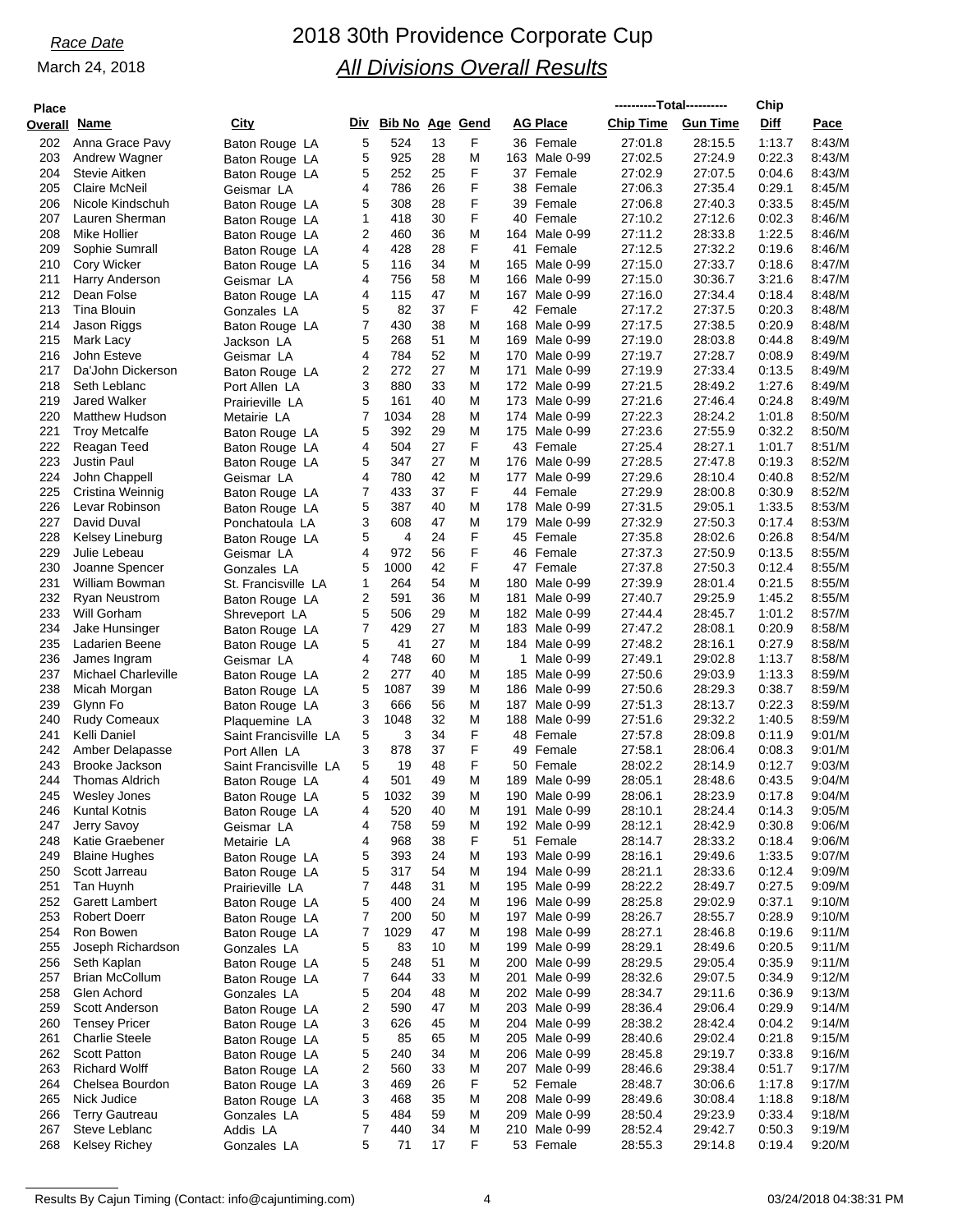*Race Date*

March 24, 2018

# 2018 30th Providence Corporate Cup

## *All Divisions Overall Results*

| Place Overall | Name | City | Div | Bib No | Age | Gend | AG Place | ----------Total---------- Chip Time | Gun Time | Chip Diff | Pace |
|---|---|---|---|---|---|---|---|---|---|---|---|
| 202 | Anna Grace Pavy | Baton Rouge LA | 5 | 524 | 13 | F | 36 Female | 27:01.8 | 28:15.5 | 1:13.7 | 8:43/M |
| 203 | Andrew Wagner | Baton Rouge LA | 5 | 925 | 28 | M | 163 Male 0-99 | 27:02.5 | 27:24.9 | 0:22.3 | 8:43/M |
| 204 | Stevie Aitken | Baton Rouge LA | 5 | 252 | 25 | F | 37 Female | 27:02.9 | 27:07.5 | 0:04.6 | 8:43/M |
| 205 | Claire McNeil | Geismar LA | 4 | 786 | 26 | F | 38 Female | 27:06.3 | 27:35.4 | 0:29.1 | 8:45/M |
| 206 | Nicole Kindschuh | Baton Rouge LA | 5 | 308 | 28 | F | 39 Female | 27:06.8 | 27:40.3 | 0:33.5 | 8:45/M |
| 207 | Lauren Sherman | Baton Rouge LA | 1 | 418 | 30 | F | 40 Female | 27:10.2 | 27:12.6 | 0:02.3 | 8:46/M |
| 208 | Mike Hollier | Baton Rouge LA | 2 | 460 | 36 | M | 164 Male 0-99 | 27:11.2 | 28:33.8 | 1:22.5 | 8:46/M |
| 209 | Sophie Sumrall | Baton Rouge LA | 4 | 428 | 28 | F | 41 Female | 27:12.5 | 27:32.2 | 0:19.6 | 8:46/M |
| 210 | Cory Wicker | Baton Rouge LA | 5 | 116 | 34 | M | 165 Male 0-99 | 27:15.0 | 27:33.7 | 0:18.6 | 8:47/M |
| 211 | Harry Anderson | Geismar LA | 4 | 756 | 58 | M | 166 Male 0-99 | 27:15.0 | 30:36.7 | 3:21.6 | 8:47/M |
| 212 | Dean Folse | Baton Rouge LA | 4 | 115 | 47 | M | 167 Male 0-99 | 27:16.0 | 27:34.4 | 0:18.4 | 8:48/M |
| 213 | Tina Blouin | Gonzales LA | 5 | 82 | 37 | F | 42 Female | 27:17.2 | 27:37.5 | 0:20.3 | 8:48/M |
| 214 | Jason Riggs | Baton Rouge LA | 7 | 430 | 38 | M | 168 Male 0-99 | 27:17.5 | 27:38.5 | 0:20.9 | 8:48/M |
| 215 | Mark Lacy | Jackson LA | 5 | 268 | 51 | M | 169 Male 0-99 | 27:19.0 | 28:03.8 | 0:44.8 | 8:49/M |
| 216 | John Esteve | Geismar LA | 4 | 784 | 52 | M | 170 Male 0-99 | 27:19.7 | 27:28.7 | 0:08.9 | 8:49/M |
| 217 | Da'John Dickerson | Baton Rouge LA | 2 | 272 | 27 | M | 171 Male 0-99 | 27:19.9 | 27:33.4 | 0:13.5 | 8:49/M |
| 218 | Seth Leblanc | Port Allen LA | 3 | 880 | 33 | M | 172 Male 0-99 | 27:21.5 | 28:49.2 | 1:27.6 | 8:49/M |
| 219 | Jared Walker | Prairieville LA | 5 | 161 | 40 | M | 173 Male 0-99 | 27:21.6 | 27:46.4 | 0:24.8 | 8:49/M |
| 220 | Matthew Hudson | Metairie LA | 7 | 1034 | 28 | M | 174 Male 0-99 | 27:22.3 | 28:24.2 | 1:01.8 | 8:50/M |
| 221 | Troy Metcalfe | Baton Rouge LA | 5 | 392 | 29 | M | 175 Male 0-99 | 27:23.6 | 27:55.9 | 0:32.2 | 8:50/M |
| 222 | Reagan Teed | Baton Rouge LA | 4 | 504 | 27 | F | 43 Female | 27:25.4 | 28:27.1 | 1:01.7 | 8:51/M |
| 223 | Justin Paul | Baton Rouge LA | 5 | 347 | 27 | M | 176 Male 0-99 | 27:28.5 | 27:47.8 | 0:19.3 | 8:52/M |
| 224 | John Chappell | Geismar LA | 4 | 780 | 42 | M | 177 Male 0-99 | 27:29.6 | 28:10.4 | 0:40.8 | 8:52/M |
| 225 | Cristina Weinnig | Baton Rouge LA | 7 | 433 | 37 | F | 44 Female | 27:29.9 | 28:00.8 | 0:30.9 | 8:52/M |
| 226 | Levar Robinson | Baton Rouge LA | 5 | 387 | 40 | M | 178 Male 0-99 | 27:31.5 | 29:05.1 | 1:33.5 | 8:53/M |
| 227 | David Duval | Ponchatoula LA | 3 | 608 | 47 | M | 179 Male 0-99 | 27:32.9 | 27:50.3 | 0:17.4 | 8:53/M |
| 228 | Kelsey Lineburg | Baton Rouge LA | 5 | 4 | 24 | F | 45 Female | 27:35.8 | 28:02.6 | 0:26.8 | 8:54/M |
| 229 | Julie Lebeau | Geismar LA | 4 | 972 | 56 | F | 46 Female | 27:37.3 | 27:50.9 | 0:13.5 | 8:55/M |
| 230 | Joanne Spencer | Gonzales LA | 5 | 1000 | 42 | F | 47 Female | 27:37.8 | 27:50.3 | 0:12.4 | 8:55/M |
| 231 | William Bowman | St. Francisville LA | 1 | 264 | 54 | M | 180 Male 0-99 | 27:39.9 | 28:01.4 | 0:21.5 | 8:55/M |
| 232 | Ryan Neustrom | Baton Rouge LA | 2 | 591 | 36 | M | 181 Male 0-99 | 27:40.7 | 29:25.9 | 1:45.2 | 8:55/M |
| 233 | Will Gorham | Shreveport LA | 5 | 506 | 29 | M | 182 Male 0-99 | 27:44.4 | 28:45.7 | 1:01.2 | 8:57/M |
| 234 | Jake Hunsinger | Baton Rouge LA | 7 | 429 | 27 | M | 183 Male 0-99 | 27:47.2 | 28:08.1 | 0:20.9 | 8:58/M |
| 235 | Ladarien Beene | Baton Rouge LA | 5 | 41 | 27 | M | 184 Male 0-99 | 27:48.2 | 28:16.1 | 0:27.9 | 8:58/M |
| 236 | James Ingram | Geismar LA | 4 | 748 | 60 | M | 1 Male 0-99 | 27:49.1 | 29:02.8 | 1:13.7 | 8:58/M |
| 237 | Michael Charleville | Baton Rouge LA | 2 | 277 | 40 | M | 185 Male 0-99 | 27:50.6 | 29:03.9 | 1:13.3 | 8:59/M |
| 238 | Micah Morgan | Baton Rouge LA | 5 | 1087 | 39 | M | 186 Male 0-99 | 27:50.6 | 28:29.3 | 0:38.7 | 8:59/M |
| 239 | Glynn Fo | Baton Rouge LA | 3 | 666 | 56 | M | 187 Male 0-99 | 27:51.3 | 28:13.7 | 0:22.3 | 8:59/M |
| 240 | Rudy Comeaux | Plaquemine LA | 3 | 1048 | 32 | M | 188 Male 0-99 | 27:51.6 | 29:32.2 | 1:40.5 | 8:59/M |
| 241 | Kelli Daniel | Saint Francisville LA | 5 | 3 | 34 | F | 48 Female | 27:57.8 | 28:09.8 | 0:11.9 | 9:01/M |
| 242 | Amber Delapasse | Port Allen LA | 3 | 878 | 37 | F | 49 Female | 27:58.1 | 28:06.4 | 0:08.3 | 9:01/M |
| 243 | Brooke Jackson | Saint Francisville LA | 5 | 19 | 48 | F | 50 Female | 28:02.2 | 28:14.9 | 0:12.7 | 9:03/M |
| 244 | Thomas Aldrich | Baton Rouge LA | 4 | 501 | 49 | M | 189 Male 0-99 | 28:05.1 | 28:48.6 | 0:43.5 | 9:04/M |
| 245 | Wesley Jones | Baton Rouge LA | 5 | 1032 | 39 | M | 190 Male 0-99 | 28:06.1 | 28:23.9 | 0:17.8 | 9:04/M |
| 246 | Kuntal Kotnis | Baton Rouge LA | 4 | 520 | 40 | M | 191 Male 0-99 | 28:10.1 | 28:24.4 | 0:14.3 | 9:05/M |
| 247 | Jerry Savoy | Geismar LA | 4 | 758 | 59 | M | 192 Male 0-99 | 28:12.1 | 28:42.9 | 0:30.8 | 9:06/M |
| 248 | Katie Graebener | Metairie LA | 4 | 968 | 38 | F | 51 Female | 28:14.7 | 28:33.2 | 0:18.4 | 9:06/M |
| 249 | Blaine Hughes | Baton Rouge LA | 5 | 393 | 24 | M | 193 Male 0-99 | 28:16.1 | 29:49.6 | 1:33.5 | 9:07/M |
| 250 | Scott Jarreau | Baton Rouge LA | 5 | 317 | 54 | M | 194 Male 0-99 | 28:21.1 | 28:33.6 | 0:12.4 | 9:09/M |
| 251 | Tan Huynh | Prairieville LA | 7 | 448 | 31 | M | 195 Male 0-99 | 28:22.2 | 28:49.7 | 0:27.5 | 9:09/M |
| 252 | Garett Lambert | Baton Rouge LA | 5 | 400 | 24 | M | 196 Male 0-99 | 28:25.8 | 29:02.9 | 0:37.1 | 9:10/M |
| 253 | Robert Doerr | Baton Rouge LA | 7 | 200 | 50 | M | 197 Male 0-99 | 28:26.7 | 28:55.7 | 0:28.9 | 9:10/M |
| 254 | Ron Bowen | Baton Rouge LA | 7 | 1029 | 47 | M | 198 Male 0-99 | 28:27.1 | 28:46.8 | 0:19.6 | 9:11/M |
| 255 | Joseph Richardson | Gonzales LA | 5 | 83 | 10 | M | 199 Male 0-99 | 28:29.1 | 28:49.6 | 0:20.5 | 9:11/M |
| 256 | Seth Kaplan | Baton Rouge LA | 5 | 248 | 51 | M | 200 Male 0-99 | 28:29.5 | 29:05.4 | 0:35.9 | 9:11/M |
| 257 | Brian McCollum | Baton Rouge LA | 7 | 644 | 33 | M | 201 Male 0-99 | 28:32.6 | 29:07.5 | 0:34.9 | 9:12/M |
| 258 | Glen Achord | Gonzales LA | 5 | 204 | 48 | M | 202 Male 0-99 | 28:34.7 | 29:11.6 | 0:36.9 | 9:13/M |
| 259 | Scott Anderson | Baton Rouge LA | 2 | 590 | 47 | M | 203 Male 0-99 | 28:36.4 | 29:06.4 | 0:29.9 | 9:14/M |
| 260 | Tensey Pricer | Baton Rouge LA | 3 | 626 | 45 | M | 204 Male 0-99 | 28:38.2 | 28:42.4 | 0:04.2 | 9:14/M |
| 261 | Charlie Steele | Baton Rouge LA | 5 | 85 | 65 | M | 205 Male 0-99 | 28:40.6 | 29:02.4 | 0:21.8 | 9:15/M |
| 262 | Scott Patton | Baton Rouge LA | 5 | 240 | 34 | M | 206 Male 0-99 | 28:45.8 | 29:19.7 | 0:33.8 | 9:16/M |
| 263 | Richard Wolff | Baton Rouge LA | 2 | 560 | 33 | M | 207 Male 0-99 | 28:46.6 | 29:38.4 | 0:51.7 | 9:17/M |
| 264 | Chelsea Bourdon | Baton Rouge LA | 3 | 469 | 26 | F | 52 Female | 28:48.7 | 30:06.6 | 1:17.8 | 9:17/M |
| 265 | Nick Judice | Baton Rouge LA | 3 | 468 | 35 | M | 208 Male 0-99 | 28:49.6 | 30:08.4 | 1:18.8 | 9:18/M |
| 266 | Terry Gautreau | Gonzales LA | 5 | 484 | 59 | M | 209 Male 0-99 | 28:50.4 | 29:23.9 | 0:33.4 | 9:18/M |
| 267 | Steve Leblanc | Addis LA | 7 | 440 | 34 | M | 210 Male 0-99 | 28:52.4 | 29:42.7 | 0:50.3 | 9:19/M |
| 268 | Kelsey Richey | Gonzales LA | 5 | 71 | 17 | F | 53 Female | 28:55.3 | 29:14.8 | 0:19.4 | 9:20/M |

Results By Cajun Timing (Contact: info@cajuntiming.com) 03/24/2018 04:38:31 PM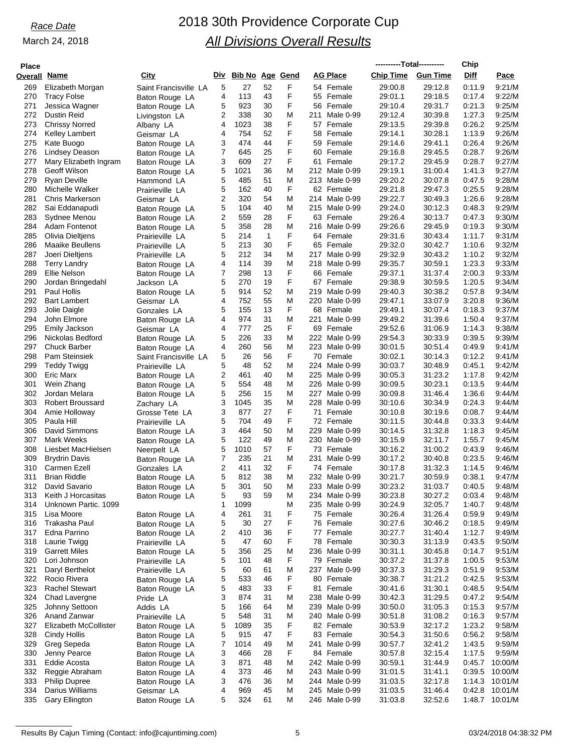*Race Date*

March 24, 2018

# 2018 30th Providence Corporate Cup

## *All Divisions Overall Results*

| Place Overall | Name | City | Div | Bib No | Age | Gend | AG Place | Chip Time | Gun Time | Chip Diff | Pace |
|---|---|---|---|---|---|---|---|---|---|---|---|
| 269 | Elizabeth Morgan | Saint Francisville LA | 5 | 27 | 52 | F | 54 Female | 29:00.8 | 29:12.8 | 0:11.9 | 9:21/M |
| 270 | Tracy Folse | Baton Rouge LA | 4 | 113 | 43 | F | 55 Female | 29:01.1 | 29:18.5 | 0:17.4 | 9:22/M |
| 271 | Jessica Wagner | Baton Rouge LA | 5 | 923 | 30 | F | 56 Female | 29:10.4 | 29:31.7 | 0:21.3 | 9:25/M |
| 272 | Dustin Reid | Livingston LA | 2 | 338 | 30 | M | 211 Male 0-99 | 29:12.4 | 30:39.8 | 1:27.3 | 9:25/M |
| 273 | Chrissy Norred | Albany LA | 4 | 1023 | 38 | F | 57 Female | 29:13.5 | 29:39.8 | 0:26.2 | 9:25/M |
| 274 | Kelley Lambert | Geismar LA | 4 | 754 | 52 | F | 58 Female | 29:14.1 | 30:28.1 | 1:13.9 | 9:26/M |
| 275 | Kate Buogo | Baton Rouge LA | 3 | 474 | 44 | F | 59 Female | 29:14.6 | 29:41.1 | 0:26.4 | 9:26/M |
| 276 | Lindsey Deason | Baton Rouge LA | 7 | 645 | 25 | F | 60 Female | 29:16.8 | 29:45.5 | 0:28.7 | 9:26/M |
| 277 | Mary Elizabeth Ingram | Baton Rouge LA | 3 | 609 | 27 | F | 61 Female | 29:17.2 | 29:45.9 | 0:28.7 | 9:27/M |
| 278 | Geoff Wilson | Baton Rouge LA | 5 | 1021 | 36 | M | 212 Male 0-99 | 29:19.1 | 31:00.4 | 1:41.3 | 9:27/M |
| 279 | Ryan Deville | Hammond LA | 5 | 485 | 51 | M | 213 Male 0-99 | 29:20.2 | 30:07.8 | 0:47.5 | 9:28/M |
| 280 | Michelle Walker | Prairieville LA | 5 | 162 | 40 | F | 62 Female | 29:21.8 | 29:47.3 | 0:25.5 | 9:28/M |
| 281 | Chris Markerson | Geismar LA | 2 | 320 | 54 | M | 214 Male 0-99 | 29:22.7 | 30:49.3 | 1:26.6 | 9:28/M |
| 282 | Sai Eddanapudi | Baton Rouge LA | 5 | 104 | 40 | M | 215 Male 0-99 | 29:24.0 | 30:12.3 | 0:48.3 | 9:29/M |
| 283 | Sydnee Menou | Baton Rouge LA | 2 | 559 | 28 | F | 63 Female | 29:26.4 | 30:13.7 | 0:47.3 | 9:30/M |
| 284 | Adam Fontenot | Baton Rouge LA | 5 | 358 | 28 | M | 216 Male 0-99 | 29:26.6 | 29:45.9 | 0:19.3 | 9:30/M |
| 285 | Olivia Dieltjens | Prairieville LA | 5 | 214 | 1 | F | 64 Female | 29:31.6 | 30:43.4 | 1:11.7 | 9:31/M |
| 286 | Maaike Beullens | Prairieville LA | 5 | 213 | 30 | F | 65 Female | 29:32.0 | 30:42.7 | 1:10.6 | 9:32/M |
| 287 | Joeri Dieltjens | Prairieville LA | 5 | 212 | 34 | M | 217 Male 0-99 | 29:32.9 | 30:43.2 | 1:10.2 | 9:32/M |
| 288 | Terry Landry | Baton Rouge LA | 4 | 114 | 39 | M | 218 Male 0-99 | 29:35.7 | 30:59.1 | 1:23.3 | 9:33/M |
| 289 | Ellie Nelson | Baton Rouge LA | 7 | 298 | 13 | F | 66 Female | 29:37.1 | 31:37.4 | 2:00.3 | 9:33/M |
| 290 | Jordan Bringedahl | Jackson LA | 5 | 270 | 19 | F | 67 Female | 29:38.9 | 30:59.5 | 1:20.5 | 9:34/M |
| 291 | Paul Hollis | Baton Rouge LA | 5 | 914 | 52 | M | 219 Male 0-99 | 29:40.3 | 30:38.2 | 0:57.8 | 9:34/M |
| 292 | Bart Lambert | Geismar LA | 4 | 752 | 55 | M | 220 Male 0-99 | 29:47.1 | 33:07.9 | 3:20.8 | 9:36/M |
| 293 | Jolie Daigle | Gonzales LA | 5 | 155 | 13 | F | 68 Female | 29:49.1 | 30:07.4 | 0:18.3 | 9:37/M |
| 294 | John Elmore | Baton Rouge LA | 4 | 974 | 31 | M | 221 Male 0-99 | 29:49.2 | 31:39.6 | 1:50.4 | 9:37/M |
| 295 | Emily Jackson | Geismar LA | 4 | 777 | 25 | F | 69 Female | 29:52.6 | 31:06.9 | 1:14.3 | 9:38/M |
| 296 | Nickolas Bedford | Baton Rouge LA | 5 | 226 | 33 | M | 222 Male 0-99 | 29:54.3 | 30:33.9 | 0:39.5 | 9:39/M |
| 297 | Chuck Barber | Baton Rouge LA | 4 | 260 | 56 | M | 223 Male 0-99 | 30:01.5 | 30:51.4 | 0:49.9 | 9:41/M |
| 298 | Pam Steinsiek | Saint Francisville LA | 5 | 26 | 56 | F | 70 Female | 30:02.1 | 30:14.3 | 0:12.2 | 9:41/M |
| 299 | Teddy Twigg | Prairieville LA | 5 | 48 | 52 | M | 224 Male 0-99 | 30:03.7 | 30:48.9 | 0:45.1 | 9:42/M |
| 300 | Eric Marx | Baton Rouge LA | 2 | 461 | 40 | M | 225 Male 0-99 | 30:05.3 | 31:23.2 | 1:17.8 | 9:42/M |
| 301 | Wein Zhang | Baton Rouge LA | 5 | 554 | 48 | M | 226 Male 0-99 | 30:09.5 | 30:23.1 | 0:13.5 | 9:44/M |
| 302 | Jordan Melara | Baton Rouge LA | 5 | 256 | 15 | M | 227 Male 0-99 | 30:09.8 | 31:46.4 | 1:36.6 | 9:44/M |
| 303 | Robert Broussard | Zachary LA | 3 | 1045 | 35 | M | 228 Male 0-99 | 30:10.6 | 30:34.9 | 0:24.3 | 9:44/M |
| 304 | Amie Holloway | Grosse Tete LA | 3 | 877 | 27 | F | 71 Female | 30:10.8 | 30:19.6 | 0:08.7 | 9:44/M |
| 305 | Paula Hill | Prairieville LA | 5 | 704 | 49 | F | 72 Female | 30:11.5 | 30:44.8 | 0:33.3 | 9:44/M |
| 306 | David Simmons | Baton Rouge LA | 3 | 464 | 50 | M | 229 Male 0-99 | 30:14.5 | 31:32.8 | 1:18.3 | 9:45/M |
| 307 | Mark Weeks | Baton Rouge LA | 5 | 122 | 49 | M | 230 Male 0-99 | 30:15.9 | 32:11.7 | 1:55.7 | 9:45/M |
| 308 | Liesbet MacHielsen | Neerpelt LA | 5 | 1010 | 57 | F | 73 Female | 30:16.2 | 31:00.2 | 0:43.9 | 9:46/M |
| 309 | Brydrin Davis | Baton Rouge LA | 7 | 235 | 21 | M | 231 Male 0-99 | 30:17.2 | 30:40.8 | 0:23.5 | 9:46/M |
| 310 | Carmen Ezell | Gonzales LA | 2 | 411 | 32 | F | 74 Female | 30:17.8 | 31:32.3 | 1:14.5 | 9:46/M |
| 311 | Brian Riddle | Baton Rouge LA | 5 | 812 | 38 | M | 232 Male 0-99 | 30:21.7 | 30:59.9 | 0:38.1 | 9:47/M |
| 312 | David Savario | Baton Rouge LA | 5 | 301 | 50 | M | 233 Male 0-99 | 30:23.2 | 31:03.7 | 0:40.5 | 9:48/M |
| 313 | Keith J Horcasitas | Baton Rouge LA | 5 | 93 | 59 | M | 234 Male 0-99 | 30:23.8 | 30:27.2 | 0:03.4 | 9:48/M |
| 314 | Unknown Partic. 1099 | | 1 | 1099 | | M | 235 Male 0-99 | 30:24.9 | 32:05.7 | 1:40.7 | 9:48/M |
| 315 | Lisa Moore | Baton Rouge LA | 4 | 261 | 31 | F | 75 Female | 30:26.4 | 31:26.4 | 0:59.9 | 9:49/M |
| 316 | Trakasha Paul | Baton Rouge LA | 5 | 30 | 27 | F | 76 Female | 30:27.6 | 30:46.2 | 0:18.5 | 9:49/M |
| 317 | Edna Parrino | Baton Rouge LA | 2 | 410 | 36 | F | 77 Female | 30:27.7 | 31:40.4 | 1:12.7 | 9:49/M |
| 318 | Laurie Twigg | Prairieville LA | 5 | 47 | 60 | F | 78 Female | 30:30.3 | 31:13.9 | 0:43.5 | 9:50/M |
| 319 | Garrett Miles | Baton Rouge LA | 5 | 356 | 25 | M | 236 Male 0-99 | 30:31.1 | 30:45.8 | 0:14.7 | 9:51/M |
| 320 | Lori Johnson | Prairieville LA | 5 | 101 | 48 | F | 79 Female | 30:37.2 | 31:37.8 | 1:00.5 | 9:53/M |
| 321 | Daryl Berthelot | Prairieville LA | 5 | 60 | 61 | M | 237 Male 0-99 | 30:37.3 | 31:29.3 | 0:51.9 | 9:53/M |
| 322 | Rocio Rivera | Baton Rouge LA | 5 | 533 | 46 | F | 80 Female | 30:38.7 | 31:21.2 | 0:42.5 | 9:53/M |
| 323 | Rachel Stewart | Baton Rouge LA | 5 | 483 | 33 | F | 81 Female | 30:41.6 | 31:30.1 | 0:48.5 | 9:54/M |
| 324 | Chad Lavergne | Pride LA | 3 | 874 | 31 | M | 238 Male 0-99 | 30:42.3 | 31:29.5 | 0:47.2 | 9:54/M |
| 325 | Johnny Settoon | Addis LA | 5 | 166 | 64 | M | 239 Male 0-99 | 30:50.0 | 31:05.3 | 0:15.3 | 9:57/M |
| 326 | Anand Zanwar | Prairieville LA | 5 | 548 | 31 | M | 240 Male 0-99 | 30:51.8 | 31:08.2 | 0:16.3 | 9:57/M |
| 327 | Elizabeth McCollister | Baton Rouge LA | 5 | 1089 | 35 | F | 82 Female | 30:53.9 | 32:17.2 | 1:23.2 | 9:58/M |
| 328 | Cindy Hollis | Baton Rouge LA | 5 | 915 | 47 | F | 83 Female | 30:54.3 | 31:50.6 | 0:56.2 | 9:58/M |
| 329 | Greg Sepeda | Baton Rouge LA | 7 | 1014 | 49 | M | 241 Male 0-99 | 30:57.7 | 32:41.2 | 1:43.5 | 9:59/M |
| 330 | Jenny Pearce | Baton Rouge LA | 3 | 466 | 28 | F | 84 Female | 30:57.8 | 32:15.4 | 1:17.5 | 9:59/M |
| 331 | Eddie Acosta | Baton Rouge LA | 3 | 871 | 48 | M | 242 Male 0-99 | 30:59.1 | 31:44.9 | 0:45.7 | 10:00/M |
| 332 | Reggie Abraham | Baton Rouge LA | 4 | 373 | 46 | M | 243 Male 0-99 | 31:01.5 | 31:41.1 | 0:39.5 | 10:00/M |
| 333 | Philip Dupree | Baton Rouge LA | 3 | 476 | 36 | M | 244 Male 0-99 | 31:03.5 | 32:17.8 | 1:14.3 | 10:01/M |
| 334 | Darius Williams | Geismar LA | 4 | 969 | 45 | M | 245 Male 0-99 | 31:03.5 | 31:46.4 | 0:42.8 | 10:01/M |
| 335 | Gary Ellington | Baton Rouge LA | 5 | 324 | 61 | M | 246 Male 0-99 | 31:03.8 | 32:52.6 | 1:48.7 | 10:01/M |

Results By Cajun Timing (Contact: info@cajuntiming.com) — 03/24/2018 04:38:32 PM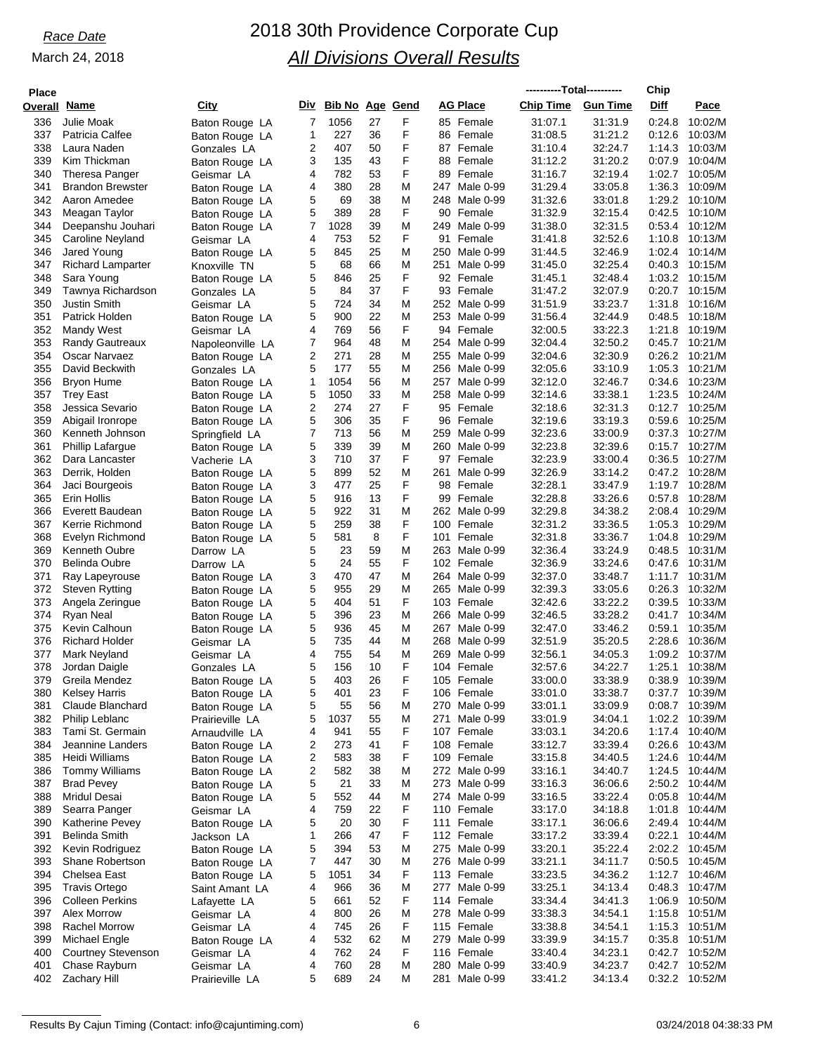*Race Date*

March 24, 2018

# 2018 30th Providence Corporate Cup

## *All Divisions Overall Results*

| Place Overall | Name | City | Div | Bib No | Age | Gend | AG Place | Chip Time | Gun Time | Chip Diff | Pace |
|---|---|---|---|---|---|---|---|---|---|---|---|
| 336 | Julie Moak | Baton Rouge LA | 7 | 1056 | 27 | F | 85 Female | 31:07.1 | 31:31.9 | 0:24.8 | 10:02/M |
| 337 | Patricia Calfee | Baton Rouge LA | 1 | 227 | 36 | F | 86 Female | 31:08.5 | 31:21.2 | 0:12.6 | 10:03/M |
| 338 | Laura Naden | Gonzales LA | 2 | 407 | 50 | F | 87 Female | 31:10.4 | 32:24.7 | 1:14.3 | 10:03/M |
| 339 | Kim Thickman | Baton Rouge LA | 3 | 135 | 43 | F | 88 Female | 31:12.2 | 31:20.2 | 0:07.9 | 10:04/M |
| 340 | Theresa Panger | Geismar LA | 4 | 782 | 53 | F | 89 Female | 31:16.7 | 32:19.4 | 1:02.7 | 10:05/M |
| 341 | Brandon Brewster | Baton Rouge LA | 4 | 380 | 28 | M | 247 Male 0-99 | 31:29.4 | 33:05.8 | 1:36.3 | 10:09/M |
| 342 | Aaron Amedee | Baton Rouge LA | 5 | 69 | 38 | M | 248 Male 0-99 | 31:32.6 | 33:01.8 | 1:29.2 | 10:10/M |
| 343 | Meagan Taylor | Baton Rouge LA | 5 | 389 | 28 | F | 90 Female | 31:32.9 | 32:15.4 | 0:42.5 | 10:10/M |
| 344 | Deepanshu Jouhari | Baton Rouge LA | 7 | 1028 | 39 | M | 249 Male 0-99 | 31:38.0 | 32:31.5 | 0:53.4 | 10:12/M |
| 345 | Caroline Neyland | Geismar LA | 4 | 753 | 52 | F | 91 Female | 31:41.8 | 32:52.6 | 1:10.8 | 10:13/M |
| 346 | Jared Young | Baton Rouge LA | 5 | 845 | 25 | M | 250 Male 0-99 | 31:44.5 | 32:46.9 | 1:02.4 | 10:14/M |
| 347 | Richard Lamparter | Knoxville TN | 5 | 68 | 66 | M | 251 Male 0-99 | 31:45.0 | 32:25.4 | 0:40.3 | 10:15/M |
| 348 | Sara Young | Baton Rouge LA | 5 | 846 | 25 | F | 92 Female | 31:45.1 | 32:48.4 | 1:03.2 | 10:15/M |
| 349 | Tawnya Richardson | Gonzales LA | 5 | 84 | 37 | F | 93 Female | 31:47.2 | 32:07.9 | 0:20.7 | 10:15/M |
| 350 | Justin Smith | Geismar LA | 5 | 724 | 34 | M | 252 Male 0-99 | 31:51.9 | 33:23.7 | 1:31.8 | 10:16/M |
| 351 | Patrick Holden | Baton Rouge LA | 5 | 900 | 22 | M | 253 Male 0-99 | 31:56.4 | 32:44.9 | 0:48.5 | 10:18/M |
| 352 | Mandy West | Geismar LA | 4 | 769 | 56 | F | 94 Female | 32:00.5 | 33:22.3 | 1:21.8 | 10:19/M |
| 353 | Randy Gautreaux | Napoleonville LA | 7 | 964 | 48 | M | 254 Male 0-99 | 32:04.4 | 32:50.2 | 0:45.7 | 10:21/M |
| 354 | Oscar Narvaez | Baton Rouge LA | 2 | 271 | 28 | M | 255 Male 0-99 | 32:04.6 | 32:30.9 | 0:26.2 | 10:21/M |
| 355 | David Beckwith | Gonzales LA | 5 | 177 | 55 | M | 256 Male 0-99 | 32:05.6 | 33:10.9 | 1:05.3 | 10:21/M |
| 356 | Bryon Hume | Baton Rouge LA | 1 | 1054 | 56 | M | 257 Male 0-99 | 32:12.0 | 32:46.7 | 0:34.6 | 10:23/M |
| 357 | Trey East | Baton Rouge LA | 5 | 1050 | 33 | M | 258 Male 0-99 | 32:14.6 | 33:38.1 | 1:23.5 | 10:24/M |
| 358 | Jessica Sevario | Baton Rouge LA | 2 | 274 | 27 | F | 95 Female | 32:18.6 | 32:31.3 | 0:12.7 | 10:25/M |
| 359 | Abigail Ironrope | Baton Rouge LA | 5 | 306 | 35 | F | 96 Female | 32:19.6 | 33:19.3 | 0:59.6 | 10:25/M |
| 360 | Kenneth Johnson | Springfield LA | 7 | 713 | 56 | M | 259 Male 0-99 | 32:23.6 | 33:00.9 | 0:37.3 | 10:27/M |
| 361 | Phillip Lafargue | Baton Rouge LA | 5 | 339 | 39 | M | 260 Male 0-99 | 32:23.8 | 32:39.6 | 0:15.7 | 10:27/M |
| 362 | Dara Lancaster | Vacherie LA | 3 | 710 | 37 | F | 97 Female | 32:23.9 | 33:00.4 | 0:36.5 | 10:27/M |
| 363 | Derrik, Holden | Baton Rouge LA | 5 | 899 | 52 | M | 261 Male 0-99 | 32:26.9 | 33:14.2 | 0:47.2 | 10:28/M |
| 364 | Jaci Bourgeois | Baton Rouge LA | 3 | 477 | 25 | F | 98 Female | 32:28.1 | 33:47.9 | 1:19.7 | 10:28/M |
| 365 | Erin Hollis | Baton Rouge LA | 5 | 916 | 13 | F | 99 Female | 32:28.8 | 33:26.6 | 0:57.8 | 10:28/M |
| 366 | Everett Baudean | Baton Rouge LA | 5 | 922 | 31 | M | 262 Male 0-99 | 32:29.8 | 34:38.2 | 2:08.4 | 10:29/M |
| 367 | Kerrie Richmond | Baton Rouge LA | 5 | 259 | 38 | F | 100 Female | 32:31.2 | 33:36.5 | 1:05.3 | 10:29/M |
| 368 | Evelyn Richmond | Baton Rouge LA | 5 | 581 | 8 | F | 101 Female | 32:31.8 | 33:36.7 | 1:04.8 | 10:29/M |
| 369 | Kenneth Oubre | Darrow LA | 5 | 23 | 59 | M | 263 Male 0-99 | 32:36.4 | 33:24.9 | 0:48.5 | 10:31/M |
| 370 | Belinda Oubre | Darrow LA | 5 | 24 | 55 | F | 102 Female | 32:36.9 | 33:24.6 | 0:47.6 | 10:31/M |
| 371 | Ray Lapeyrouse | Baton Rouge LA | 3 | 470 | 47 | M | 264 Male 0-99 | 32:37.0 | 33:48.7 | 1:11.7 | 10:31/M |
| 372 | Steven Rytting | Baton Rouge LA | 5 | 955 | 29 | M | 265 Male 0-99 | 32:39.3 | 33:05.6 | 0:26.3 | 10:32/M |
| 373 | Angela Zeringue | Baton Rouge LA | 5 | 404 | 51 | F | 103 Female | 32:42.6 | 33:22.2 | 0:39.5 | 10:33/M |
| 374 | Ryan Neal | Baton Rouge LA | 5 | 396 | 23 | M | 266 Male 0-99 | 32:46.5 | 33:28.2 | 0:41.7 | 10:34/M |
| 375 | Kevin Calhoun | Baton Rouge LA | 5 | 936 | 45 | M | 267 Male 0-99 | 32:47.0 | 33:46.2 | 0:59.1 | 10:35/M |
| 376 | Richard Holder | Geismar LA | 5 | 735 | 44 | M | 268 Male 0-99 | 32:51.9 | 35:20.5 | 2:28.6 | 10:36/M |
| 377 | Mark Neyland | Geismar LA | 4 | 755 | 54 | M | 269 Male 0-99 | 32:56.1 | 34:05.3 | 1:09.2 | 10:37/M |
| 378 | Jordan Daigle | Gonzales LA | 5 | 156 | 10 | F | 104 Female | 32:57.6 | 34:22.7 | 1:25.1 | 10:38/M |
| 379 | Greila Mendez | Baton Rouge LA | 5 | 403 | 26 | F | 105 Female | 33:00.0 | 33:38.9 | 0:38.9 | 10:39/M |
| 380 | Kelsey Harris | Baton Rouge LA | 5 | 401 | 23 | F | 106 Female | 33:01.0 | 33:38.7 | 0:37.7 | 10:39/M |
| 381 | Claude Blanchard | Baton Rouge LA | 5 | 55 | 56 | M | 270 Male 0-99 | 33:01.1 | 33:09.9 | 0:08.7 | 10:39/M |
| 382 | Philip Leblanc | Prairieville LA | 5 | 1037 | 55 | M | 271 Male 0-99 | 33:01.9 | 34:04.1 | 1:02.2 | 10:39/M |
| 383 | Tami St. Germain | Arnaudville LA | 4 | 941 | 55 | F | 107 Female | 33:03.1 | 34:20.6 | 1:17.4 | 10:40/M |
| 384 | Jeannine Landers | Baton Rouge LA | 2 | 273 | 41 | F | 108 Female | 33:12.7 | 33:39.4 | 0:26.6 | 10:43/M |
| 385 | Heidi Williams | Baton Rouge LA | 2 | 583 | 38 | F | 109 Female | 33:15.8 | 34:40.5 | 1:24.6 | 10:44/M |
| 386 | Tommy Williams | Baton Rouge LA | 2 | 582 | 38 | M | 272 Male 0-99 | 33:16.1 | 34:40.7 | 1:24.5 | 10:44/M |
| 387 | Brad Pevey | Baton Rouge LA | 5 | 21 | 33 | M | 273 Male 0-99 | 33:16.3 | 36:06.6 | 2:50.2 | 10:44/M |
| 388 | Mridul Desai | Baton Rouge LA | 5 | 552 | 44 | M | 274 Male 0-99 | 33:16.5 | 33:22.4 | 0:05.8 | 10:44/M |
| 389 | Searra Panger | Geismar LA | 4 | 759 | 22 | F | 110 Female | 33:17.0 | 34:18.8 | 1:01.8 | 10:44/M |
| 390 | Katherine Pevey | Baton Rouge LA | 5 | 20 | 30 | F | 111 Female | 33:17.1 | 36:06.6 | 2:49.4 | 10:44/M |
| 391 | Belinda Smith | Jackson LA | 1 | 266 | 47 | F | 112 Female | 33:17.2 | 33:39.4 | 0:22.1 | 10:44/M |
| 392 | Kevin Rodriguez | Baton Rouge LA | 5 | 394 | 53 | M | 275 Male 0-99 | 33:20.1 | 35:22.4 | 2:02.2 | 10:45/M |
| 393 | Shane Robertson | Baton Rouge LA | 7 | 447 | 30 | M | 276 Male 0-99 | 33:21.1 | 34:11.7 | 0:50.5 | 10:45/M |
| 394 | Chelsea East | Baton Rouge LA | 5 | 1051 | 34 | F | 113 Female | 33:23.5 | 34:36.2 | 1:12.7 | 10:46/M |
| 395 | Travis Ortego | Saint Amant LA | 4 | 966 | 36 | M | 277 Male 0-99 | 33:25.1 | 34:13.4 | 0:48.3 | 10:47/M |
| 396 | Colleen Perkins | Lafayette LA | 5 | 661 | 52 | F | 114 Female | 33:34.4 | 34:41.3 | 1:06.9 | 10:50/M |
| 397 | Alex Morrow | Geismar LA | 4 | 800 | 26 | M | 278 Male 0-99 | 33:38.3 | 34:54.1 | 1:15.8 | 10:51/M |
| 398 | Rachel Morrow | Geismar LA | 4 | 745 | 26 | F | 115 Female | 33:38.8 | 34:54.1 | 1:15.3 | 10:51/M |
| 399 | Michael Engle | Baton Rouge LA | 4 | 532 | 62 | M | 279 Male 0-99 | 33:39.9 | 34:15.7 | 0:35.8 | 10:51/M |
| 400 | Courtney Stevenson | Geismar LA | 4 | 762 | 24 | F | 116 Female | 33:40.4 | 34:23.1 | 0:42.7 | 10:52/M |
| 401 | Chase Rayburn | Geismar LA | 4 | 760 | 28 | M | 280 Male 0-99 | 33:40.9 | 34:23.7 | 0:42.7 | 10:52/M |
| 402 | Zachary Hill | Prairieville LA | 5 | 689 | 24 | M | 281 Male 0-99 | 33:41.2 | 34:13.4 | 0:32.2 | 10:52/M |

Results By Cajun Timing (Contact: info@cajuntiming.com) 03/24/2018 04:38:33 PM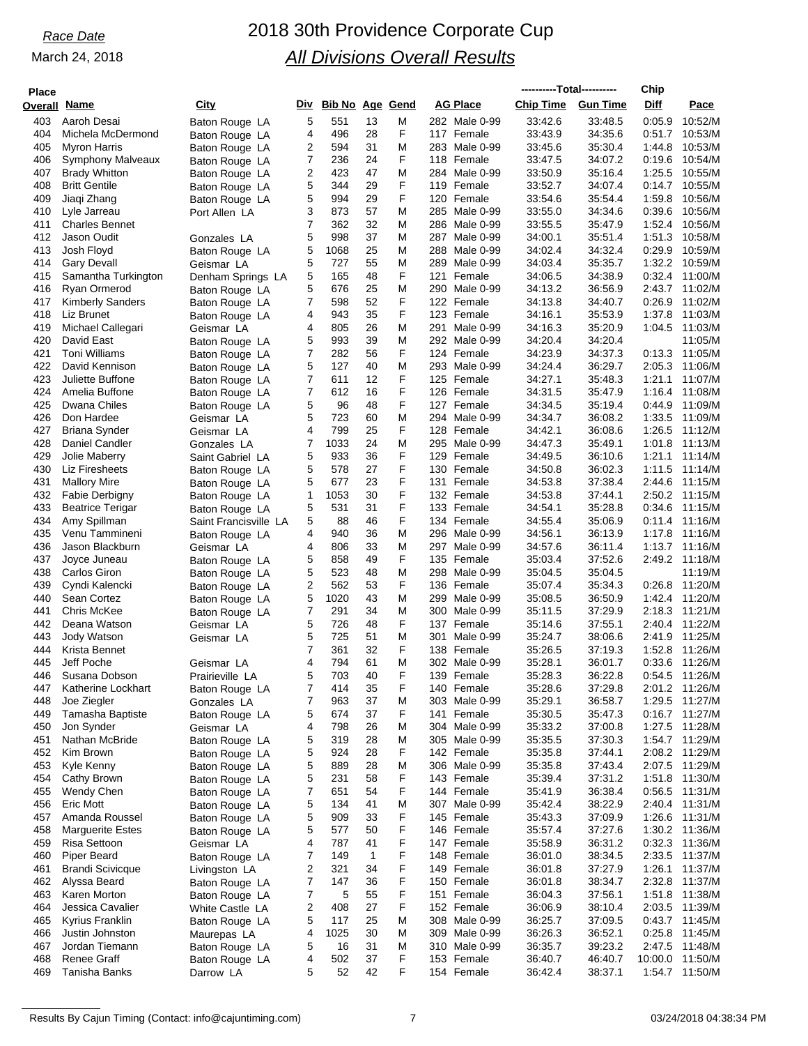*Race Date*

March 24, 2018

# 2018 30th Providence Corporate Cup

## *All Divisions Overall Results*

| Place Overall | Name | City | Div | Bib No | Age | Gend | AG Place | Total Chip Time | Total Gun Time | Chip Diff | Pace |
|---|---|---|---|---|---|---|---|---|---|---|---|
| 403 | Aaroh Desai | Baton Rouge LA | 5 | 551 | 13 | M | 282 Male 0-99 | 33:42.6 | 33:48.5 | 0:05.9 | 10:52/M |
| 404 | Michela McDermond | Baton Rouge LA | 4 | 496 | 28 | F | 117 Female | 33:43.9 | 34:35.6 | 0:51.7 | 10:53/M |
| 405 | Myron Harris | Baton Rouge LA | 2 | 594 | 31 | M | 283 Male 0-99 | 33:45.6 | 35:30.4 | 1:44.8 | 10:53/M |
| 406 | Symphony Malveaux | Baton Rouge LA | 7 | 236 | 24 | F | 118 Female | 33:47.5 | 34:07.2 | 0:19.6 | 10:54/M |
| 407 | Brady Whitton | Baton Rouge LA | 2 | 423 | 47 | M | 284 Male 0-99 | 33:50.9 | 35:16.4 | 1:25.5 | 10:55/M |
| 408 | Britt Gentile | Baton Rouge LA | 5 | 344 | 29 | F | 119 Female | 33:52.7 | 34:07.4 | 0:14.7 | 10:55/M |
| 409 | Jiaqi Zhang | Baton Rouge LA | 5 | 994 | 29 | F | 120 Female | 33:54.6 | 35:54.4 | 1:59.8 | 10:56/M |
| 410 | Lyle Jarreau | Port Allen LA | 3 | 873 | 57 | M | 285 Male 0-99 | 33:55.0 | 34:34.6 | 0:39.6 | 10:56/M |
| 411 | Charles Bennet | | 7 | 362 | 32 | M | 286 Male 0-99 | 33:55.5 | 35:47.9 | 1:52.4 | 10:56/M |
| 412 | Jason Oudit | Gonzales LA | 5 | 998 | 37 | M | 287 Male 0-99 | 34:00.1 | 35:51.4 | 1:51.3 | 10:58/M |
| 413 | Josh Floyd | Baton Rouge LA | 5 | 1068 | 25 | M | 288 Male 0-99 | 34:02.4 | 34:32.4 | 0:29.9 | 10:59/M |
| 414 | Gary Devall | Geismar LA | 5 | 727 | 55 | M | 289 Male 0-99 | 34:03.4 | 35:35.7 | 1:32.2 | 10:59/M |
| 415 | Samantha Turkington | Denham Springs LA | 5 | 165 | 48 | F | 121 Female | 34:06.5 | 34:38.9 | 0:32.4 | 11:00/M |
| 416 | Ryan Ormerod | Baton Rouge LA | 5 | 676 | 25 | M | 290 Male 0-99 | 34:13.2 | 36:56.9 | 2:43.7 | 11:02/M |
| 417 | Kimberly Sanders | Baton Rouge LA | 7 | 598 | 52 | F | 122 Female | 34:13.8 | 34:40.7 | 0:26.9 | 11:02/M |
| 418 | Liz Brunet | Baton Rouge LA | 4 | 943 | 35 | F | 123 Female | 34:16.1 | 35:53.9 | 1:37.8 | 11:03/M |
| 419 | Michael Callegari | Geismar LA | 4 | 805 | 26 | M | 291 Male 0-99 | 34:16.3 | 35:20.9 | 1:04.5 | 11:03/M |
| 420 | David East | Baton Rouge LA | 5 | 993 | 39 | M | 292 Male 0-99 | 34:20.4 | 34:20.4 | | 11:05/M |
| 421 | Toni Williams | Baton Rouge LA | 7 | 282 | 56 | F | 124 Female | 34:23.9 | 34:37.3 | 0:13.3 | 11:05/M |
| 422 | David Kennison | Baton Rouge LA | 5 | 127 | 40 | M | 293 Male 0-99 | 34:24.4 | 36:29.7 | 2:05.3 | 11:06/M |
| 423 | Juliette Buffone | Baton Rouge LA | 7 | 611 | 12 | F | 125 Female | 34:27.1 | 35:48.3 | 1:21.1 | 11:07/M |
| 424 | Amelia Buffone | Baton Rouge LA | 7 | 612 | 16 | F | 126 Female | 34:31.5 | 35:47.9 | 1:16.4 | 11:08/M |
| 425 | Dwana Chiles | Baton Rouge LA | 5 | 96 | 48 | F | 127 Female | 34:34.5 | 35:19.4 | 0:44.9 | 11:09/M |
| 426 | Don Hardee | Geismar LA | 5 | 723 | 60 | M | 294 Male 0-99 | 34:34.7 | 36:08.2 | 1:33.5 | 11:09/M |
| 427 | Briana Synder | Geismar LA | 4 | 799 | 25 | F | 128 Female | 34:42.1 | 36:08.6 | 1:26.5 | 11:12/M |
| 428 | Daniel Candler | Gonzales LA | 7 | 1033 | 24 | M | 295 Male 0-99 | 34:47.3 | 35:49.1 | 1:01.8 | 11:13/M |
| 429 | Jolie Maberry | Saint Gabriel LA | 5 | 933 | 36 | F | 129 Female | 34:49.5 | 36:10.6 | 1:21.1 | 11:14/M |
| 430 | Liz Firesheets | Baton Rouge LA | 5 | 578 | 27 | F | 130 Female | 34:50.8 | 36:02.3 | 1:11.5 | 11:14/M |
| 431 | Mallory Mire | Baton Rouge LA | 5 | 677 | 23 | F | 131 Female | 34:53.8 | 37:38.4 | 2:44.6 | 11:15/M |
| 432 | Fabie Derbigny | Baton Rouge LA | 1 | 1053 | 30 | F | 132 Female | 34:53.8 | 37:44.1 | 2:50.2 | 11:15/M |
| 433 | Beatrice Terigar | Baton Rouge LA | 5 | 531 | 31 | F | 133 Female | 34:54.1 | 35:28.8 | 0:34.6 | 11:15/M |
| 434 | Amy Spillman | Saint Francisville LA | 5 | 88 | 46 | F | 134 Female | 34:55.4 | 35:06.9 | 0:11.4 | 11:16/M |
| 435 | Venu Tammineni | Baton Rouge LA | 4 | 940 | 36 | M | 296 Male 0-99 | 34:56.1 | 36:13.9 | 1:17.8 | 11:16/M |
| 436 | Jason Blackburn | Geismar LA | 4 | 806 | 33 | M | 297 Male 0-99 | 34:57.6 | 36:11.4 | 1:13.7 | 11:16/M |
| 437 | Joyce Juneau | Baton Rouge LA | 5 | 858 | 49 | F | 135 Female | 35:03.4 | 37:52.6 | 2:49.2 | 11:18/M |
| 438 | Carlos Giron | Baton Rouge LA | 5 | 523 | 48 | M | 298 Male 0-99 | 35:04.5 | 35:04.5 | | 11:19/M |
| 439 | Cyndi Kalencki | Baton Rouge LA | 2 | 562 | 53 | F | 136 Female | 35:07.4 | 35:34.3 | 0:26.8 | 11:20/M |
| 440 | Sean Cortez | Baton Rouge LA | 5 | 1020 | 43 | M | 299 Male 0-99 | 35:08.5 | 36:50.9 | 1:42.4 | 11:20/M |
| 441 | Chris McKee | Baton Rouge LA | 7 | 291 | 34 | M | 300 Male 0-99 | 35:11.5 | 37:29.9 | 2:18.3 | 11:21/M |
| 442 | Deana Watson | Geismar LA | 5 | 726 | 48 | F | 137 Female | 35:14.6 | 37:55.1 | 2:40.4 | 11:22/M |
| 443 | Jody Watson | Geismar LA | 5 | 725 | 51 | M | 301 Male 0-99 | 35:24.7 | 38:06.6 | 2:41.9 | 11:25/M |
| 444 | Krista Bennet | | 7 | 361 | 32 | F | 138 Female | 35:26.5 | 37:19.3 | 1:52.8 | 11:26/M |
| 445 | Jeff Poche | Geismar LA | 4 | 794 | 61 | M | 302 Male 0-99 | 35:28.1 | 36:01.7 | 0:33.6 | 11:26/M |
| 446 | Susana Dobson | Prairieville LA | 5 | 703 | 40 | F | 139 Female | 35:28.3 | 36:22.8 | 0:54.5 | 11:26/M |
| 447 | Katherine Lockhart | Baton Rouge LA | 7 | 414 | 35 | F | 140 Female | 35:28.6 | 37:29.8 | 2:01.2 | 11:26/M |
| 448 | Joe Ziegler | Gonzales LA | 7 | 963 | 37 | M | 303 Male 0-99 | 35:29.1 | 36:58.7 | 1:29.5 | 11:27/M |
| 449 | Tamasha Baptiste | Baton Rouge LA | 5 | 674 | 37 | F | 141 Female | 35:30.5 | 35:47.3 | 0:16.7 | 11:27/M |
| 450 | Jon Synder | Geismar LA | 4 | 798 | 26 | M | 304 Male 0-99 | 35:33.2 | 37:00.8 | 1:27.5 | 11:28/M |
| 451 | Nathan McBride | Baton Rouge LA | 5 | 319 | 28 | M | 305 Male 0-99 | 35:35.5 | 37:30.3 | 1:54.7 | 11:29/M |
| 452 | Kim Brown | Baton Rouge LA | 5 | 924 | 28 | F | 142 Female | 35:35.8 | 37:44.1 | 2:08.2 | 11:29/M |
| 453 | Kyle Kenny | Baton Rouge LA | 5 | 889 | 28 | M | 306 Male 0-99 | 35:35.8 | 37:43.4 | 2:07.5 | 11:29/M |
| 454 | Cathy Brown | Baton Rouge LA | 5 | 231 | 58 | F | 143 Female | 35:39.4 | 37:31.2 | 1:51.8 | 11:30/M |
| 455 | Wendy Chen | Baton Rouge LA | 7 | 651 | 54 | F | 144 Female | 35:41.9 | 36:38.4 | 0:56.5 | 11:31/M |
| 456 | Eric Mott | Baton Rouge LA | 5 | 134 | 41 | M | 307 Male 0-99 | 35:42.4 | 38:22.9 | 2:40.4 | 11:31/M |
| 457 | Amanda Roussel | Baton Rouge LA | 5 | 909 | 33 | F | 145 Female | 35:43.3 | 37:09.9 | 1:26.6 | 11:31/M |
| 458 | Marguerite Estes | Baton Rouge LA | 5 | 577 | 50 | F | 146 Female | 35:57.4 | 37:27.6 | 1:30.2 | 11:36/M |
| 459 | Risa Settoon | Geismar LA | 4 | 787 | 41 | F | 147 Female | 35:58.9 | 36:31.2 | 0:32.3 | 11:36/M |
| 460 | Piper Beard | Baton Rouge LA | 7 | 149 | 1 | F | 148 Female | 36:01.0 | 38:34.5 | 2:33.5 | 11:37/M |
| 461 | Brandi Scivicque | Livingston LA | 2 | 321 | 34 | F | 149 Female | 36:01.8 | 37:27.9 | 1:26.1 | 11:37/M |
| 462 | Alyssa Beard | Baton Rouge LA | 7 | 147 | 36 | F | 150 Female | 36:01.8 | 38:34.7 | 2:32.8 | 11:37/M |
| 463 | Karen Morton | Baton Rouge LA | 7 | 5 | 55 | F | 151 Female | 36:04.3 | 37:56.1 | 1:51.8 | 11:38/M |
| 464 | Jessica Cavalier | White Castle LA | 2 | 408 | 27 | F | 152 Female | 36:06.9 | 38:10.4 | 2:03.5 | 11:39/M |
| 465 | Kyrius Franklin | Baton Rouge LA | 5 | 117 | 25 | M | 308 Male 0-99 | 36:25.7 | 37:09.5 | 0:43.7 | 11:45/M |
| 466 | Justin Johnston | Maurepas LA | 4 | 1025 | 30 | M | 309 Male 0-99 | 36:26.3 | 36:52.1 | 0:25.8 | 11:45/M |
| 467 | Jordan Tiemann | Baton Rouge LA | 5 | 16 | 31 | M | 310 Male 0-99 | 36:35.7 | 39:23.2 | 2:47.5 | 11:48/M |
| 468 | Renee Graff | Baton Rouge LA | 4 | 502 | 37 | F | 153 Female | 36:40.7 | 46:40.7 | 10:00.0 | 11:50/M |
| 469 | Tanisha Banks | Darrow LA | 5 | 52 | 42 | F | 154 Female | 36:42.4 | 38:37.1 | 1:54.7 | 11:50/M |

Results By Cajun Timing (Contact: info@cajuntiming.com) 03/24/2018 04:38:34 PM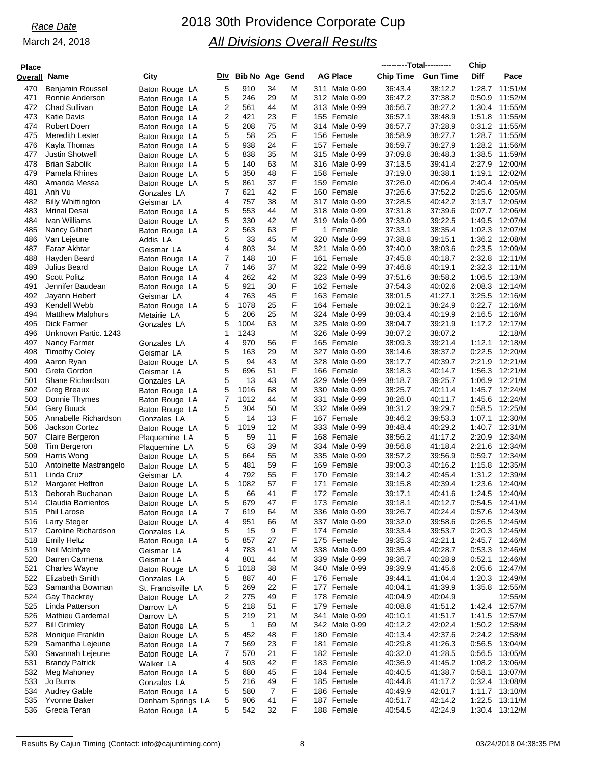*Race Date*

March 24, 2018

# 2018 30th Providence Corporate Cup

## *All Divisions Overall Results*

| Place Overall | Name | City | Div | Bib No | Age | Gend | AG Place | Total Chip Time | Total Gun Time | Chip Diff | Pace |
|---|---|---|---|---|---|---|---|---|---|---|---|
| 470 | Benjamin Roussel | Baton Rouge LA | 5 | 910 | 34 | M | 311 Male 0-99 | 36:43.4 | 38:12.2 | 1:28.7 | 11:51/M |
| 471 | Ronnie Anderson | Baton Rouge LA | 5 | 246 | 29 | M | 312 Male 0-99 | 36:47.2 | 37:38.2 | 0:50.9 | 11:52/M |
| 472 | Chad Sullivan | Baton Rouge LA | 2 | 561 | 44 | M | 313 Male 0-99 | 36:56.7 | 38:27.2 | 1:30.4 | 11:55/M |
| 473 | Katie Davis | Baton Rouge LA | 2 | 421 | 23 | F | 155 Female | 36:57.1 | 38:48.9 | 1:51.8 | 11:55/M |
| 474 | Robert Doerr | Baton Rouge LA | 5 | 208 | 75 | M | 314 Male 0-99 | 36:57.7 | 37:28.9 | 0:31.2 | 11:55/M |
| 475 | Meredith Lester | Baton Rouge LA | 5 | 58 | 25 | F | 156 Female | 36:58.9 | 38:27.7 | 1:28.7 | 11:55/M |
| 476 | Kayla Thomas | Baton Rouge LA | 5 | 938 | 24 | F | 157 Female | 36:59.7 | 38:27.9 | 1:28.2 | 11:56/M |
| 477 | Justin Shotwell | Baton Rouge LA | 5 | 838 | 35 | M | 315 Male 0-99 | 37:09.8 | 38:48.3 | 1:38.5 | 11:59/M |
| 478 | Brian Sabolik | Baton Rouge LA | 5 | 140 | 63 | M | 316 Male 0-99 | 37:13.5 | 39:41.4 | 2:27.9 | 12:00/M |
| 479 | Pamela Rhines | Baton Rouge LA | 5 | 350 | 48 | F | 158 Female | 37:19.0 | 38:38.1 | 1:19.1 | 12:02/M |
| 480 | Amanda Messa | Baton Rouge LA | 5 | 861 | 37 | F | 159 Female | 37:26.0 | 40:06.4 | 2:40.4 | 12:05/M |
| 481 | Anh Vu | Gonzales LA | 7 | 621 | 42 | F | 160 Female | 37:26.6 | 37:52.2 | 0:25.6 | 12:05/M |
| 482 | Billy Whittington | Geismar LA | 4 | 757 | 38 | M | 317 Male 0-99 | 37:28.5 | 40:42.2 | 3:13.7 | 12:05/M |
| 483 | Mrinal Desai | Baton Rouge LA | 5 | 553 | 44 | M | 318 Male 0-99 | 37:31.8 | 37:39.6 | 0:07.7 | 12:06/M |
| 484 | Ivan Williams | Baton Rouge LA | 5 | 330 | 42 | M | 319 Male 0-99 | 37:33.0 | 39:22.5 | 1:49.5 | 12:07/M |
| 485 | Nancy Gilbert | Baton Rouge LA | 2 | 563 | 63 | F | 1 Female | 37:33.1 | 38:35.4 | 1:02.3 | 12:07/M |
| 486 | Van Lejeune | Addis LA | 5 | 33 | 45 | M | 320 Male 0-99 | 37:38.8 | 39:15.1 | 1:36.2 | 12:08/M |
| 487 | Faraz Akhtar | Geismar LA | 4 | 803 | 34 | M | 321 Male 0-99 | 37:40.0 | 38:03.6 | 0:23.5 | 12:09/M |
| 488 | Hayden Beard | Baton Rouge LA | 7 | 148 | 10 | F | 161 Female | 37:45.8 | 40:18.7 | 2:32.8 | 12:11/M |
| 489 | Julius Beard | Baton Rouge LA | 7 | 146 | 37 | M | 322 Male 0-99 | 37:46.8 | 40:19.1 | 2:32.3 | 12:11/M |
| 490 | Scott Politz | Baton Rouge LA | 4 | 262 | 42 | M | 323 Male 0-99 | 37:51.6 | 38:58.2 | 1:06.5 | 12:13/M |
| 491 | Jennifer Baudean | Baton Rouge LA | 5 | 921 | 30 | F | 162 Female | 37:54.3 | 40:02.6 | 2:08.3 | 12:14/M |
| 492 | Jayann Hebert | Geismar LA | 4 | 763 | 45 | F | 163 Female | 38:01.5 | 41:27.1 | 3:25.5 | 12:16/M |
| 493 | Kendell Webb | Baton Rouge LA | 5 | 1078 | 25 | F | 164 Female | 38:02.1 | 38:24.9 | 0:22.7 | 12:16/M |
| 494 | Matthew Malphurs | Metairie LA | 5 | 206 | 25 | M | 324 Male 0-99 | 38:03.4 | 40:19.9 | 2:16.5 | 12:16/M |
| 495 | Dick Farmer | Gonzales LA | 5 | 1004 | 63 | M | 325 Male 0-99 | 38:04.7 | 39:21.9 | 1:17.2 | 12:17/M |
| 496 | Unknown Partic. 1243 | | 1 | 1243 | | M | 326 Male 0-99 | 38:07.2 | 38:07.2 | | 12:18/M |
| 497 | Nancy Farmer | Gonzales LA | 4 | 970 | 56 | F | 165 Female | 38:09.3 | 39:21.4 | 1:12.1 | 12:18/M |
| 498 | Timothy Coley | Geismar LA | 5 | 163 | 29 | M | 327 Male 0-99 | 38:14.6 | 38:37.2 | 0:22.5 | 12:20/M |
| 499 | Aaron Ryan | Baton Rouge LA | 5 | 94 | 43 | M | 328 Male 0-99 | 38:17.7 | 40:39.7 | 2:21.9 | 12:21/M |
| 500 | Greta Gordon | Geismar LA | 5 | 696 | 51 | F | 166 Female | 38:18.3 | 40:14.7 | 1:56.3 | 12:21/M |
| 501 | Shane Richardson | Gonzales LA | 5 | 13 | 43 | M | 329 Male 0-99 | 38:18.7 | 39:25.7 | 1:06.9 | 12:21/M |
| 502 | Greg Breaux | Baton Rouge LA | 5 | 1016 | 68 | M | 330 Male 0-99 | 38:25.7 | 40:11.4 | 1:45.7 | 12:24/M |
| 503 | Donnie Thymes | Baton Rouge LA | 7 | 1012 | 44 | M | 331 Male 0-99 | 38:26.0 | 40:11.7 | 1:45.6 | 12:24/M |
| 504 | Gary Buuck | Baton Rouge LA | 5 | 304 | 50 | M | 332 Male 0-99 | 38:31.2 | 39:29.7 | 0:58.5 | 12:25/M |
| 505 | Annabelle Richardson | Gonzales LA | 5 | 14 | 13 | F | 167 Female | 38:46.2 | 39:53.3 | 1:07.1 | 12:30/M |
| 506 | Jackson Cortez | Baton Rouge LA | 5 | 1019 | 12 | M | 333 Male 0-99 | 38:48.4 | 40:29.2 | 1:40.7 | 12:31/M |
| 507 | Claire Bergeron | Plaquemine LA | 5 | 59 | 11 | F | 168 Female | 38:56.2 | 41:17.2 | 2:20.9 | 12:34/M |
| 508 | Tim Bergeron | Plaquemine LA | 5 | 63 | 39 | M | 334 Male 0-99 | 38:56.8 | 41:18.4 | 2:21.6 | 12:34/M |
| 509 | Harris Wong | Baton Rouge LA | 5 | 664 | 55 | M | 335 Male 0-99 | 38:57.2 | 39:56.9 | 0:59.7 | 12:34/M |
| 510 | Antoinette Mastrangelo | Baton Rouge LA | 5 | 481 | 59 | F | 169 Female | 39:00.3 | 40:16.2 | 1:15.8 | 12:35/M |
| 511 | Linda Cruz | Geismar LA | 4 | 792 | 55 | F | 170 Female | 39:14.2 | 40:45.4 | 1:31.2 | 12:39/M |
| 512 | Margaret Heffron | Baton Rouge LA | 5 | 1082 | 57 | F | 171 Female | 39:15.8 | 40:39.4 | 1:23.6 | 12:40/M |
| 513 | Deborah Buchanan | Baton Rouge LA | 5 | 66 | 41 | F | 172 Female | 39:17.1 | 40:41.6 | 1:24.5 | 12:40/M |
| 514 | Claudia Barrientos | Baton Rouge LA | 5 | 679 | 47 | F | 173 Female | 39:18.1 | 40:12.7 | 0:54.5 | 12:41/M |
| 515 | Phil Larose | Baton Rouge LA | 7 | 619 | 64 | M | 336 Male 0-99 | 39:26.7 | 40:24.4 | 0:57.6 | 12:43/M |
| 516 | Larry Steger | Baton Rouge LA | 4 | 951 | 66 | M | 337 Male 0-99 | 39:32.0 | 39:58.6 | 0:26.5 | 12:45/M |
| 517 | Caroline Richardson | Gonzales LA | 5 | 15 | 9 | F | 174 Female | 39:33.4 | 39:53.7 | 0:20.3 | 12:45/M |
| 518 | Emily Heltz | Baton Rouge LA | 5 | 857 | 27 | F | 175 Female | 39:35.3 | 42:21.1 | 2:45.7 | 12:46/M |
| 519 | Neil McIntyre | Geismar LA | 4 | 783 | 41 | M | 338 Male 0-99 | 39:35.4 | 40:28.7 | 0:53.3 | 12:46/M |
| 520 | Darren Carmena | Geismar LA | 4 | 801 | 44 | M | 339 Male 0-99 | 39:36.7 | 40:28.9 | 0:52.1 | 12:46/M |
| 521 | Charles Wayne | Baton Rouge LA | 5 | 1018 | 38 | M | 340 Male 0-99 | 39:39.9 | 41:45.6 | 2:05.6 | 12:47/M |
| 522 | Elizabeth Smith | Gonzales LA | 5 | 887 | 40 | F | 176 Female | 39:44.1 | 41:04.4 | 1:20.3 | 12:49/M |
| 523 | Samantha Bowman | St. Francisville LA | 5 | 269 | 22 | F | 177 Female | 40:04.1 | 41:39.9 | 1:35.8 | 12:55/M |
| 524 | Gay Thackrey | Baton Rouge LA | 2 | 275 | 49 | F | 178 Female | 40:04.9 | 40:04.9 | | 12:55/M |
| 525 | Linda Patterson | Darrow LA | 5 | 218 | 51 | F | 179 Female | 40:08.8 | 41:51.2 | 1:42.4 | 12:57/M |
| 526 | Mathieu Gardemal | Darrow LA | 5 | 219 | 21 | M | 341 Male 0-99 | 40:10.1 | 41:51.7 | 1:41.5 | 12:57/M |
| 527 | Bill Grimley | Baton Rouge LA | 5 | 1 | 69 | M | 342 Male 0-99 | 40:12.2 | 42:02.4 | 1:50.2 | 12:58/M |
| 528 | Monique Franklin | Baton Rouge LA | 5 | 452 | 48 | F | 180 Female | 40:13.4 | 42:37.6 | 2:24.2 | 12:58/M |
| 529 | Samantha Lejeune | Baton Rouge LA | 7 | 569 | 23 | F | 181 Female | 40:29.8 | 41:26.3 | 0:56.5 | 13:04/M |
| 530 | Savannah Lejeune | Baton Rouge LA | 7 | 570 | 21 | F | 182 Female | 40:32.0 | 41:28.5 | 0:56.5 | 13:05/M |
| 531 | Brandy Patrick | Walker LA | 4 | 503 | 42 | F | 183 Female | 40:36.9 | 41:45.2 | 1:08.2 | 13:06/M |
| 532 | Meg Mahoney | Baton Rouge LA | 5 | 680 | 45 | F | 184 Female | 40:40.5 | 41:38.7 | 0:58.1 | 13:07/M |
| 533 | Jo Burns | Gonzales LA | 5 | 216 | 49 | F | 185 Female | 40:44.8 | 41:17.2 | 0:32.4 | 13:08/M |
| 534 | Audrey Gable | Baton Rouge LA | 5 | 580 | 7 | F | 186 Female | 40:49.9 | 42:01.7 | 1:11.7 | 13:10/M |
| 535 | Yvonne Baker | Denham Springs LA | 5 | 906 | 41 | F | 187 Female | 40:51.7 | 42:14.2 | 1:22.5 | 13:11/M |
| 536 | Grecia Teran | Baton Rouge LA | 5 | 542 | 32 | F | 188 Female | 40:54.5 | 42:24.9 | 1:30.4 | 13:12/M |

Results By Cajun Timing (Contact: info@cajuntiming.com) — 03/24/2018 04:38:35 PM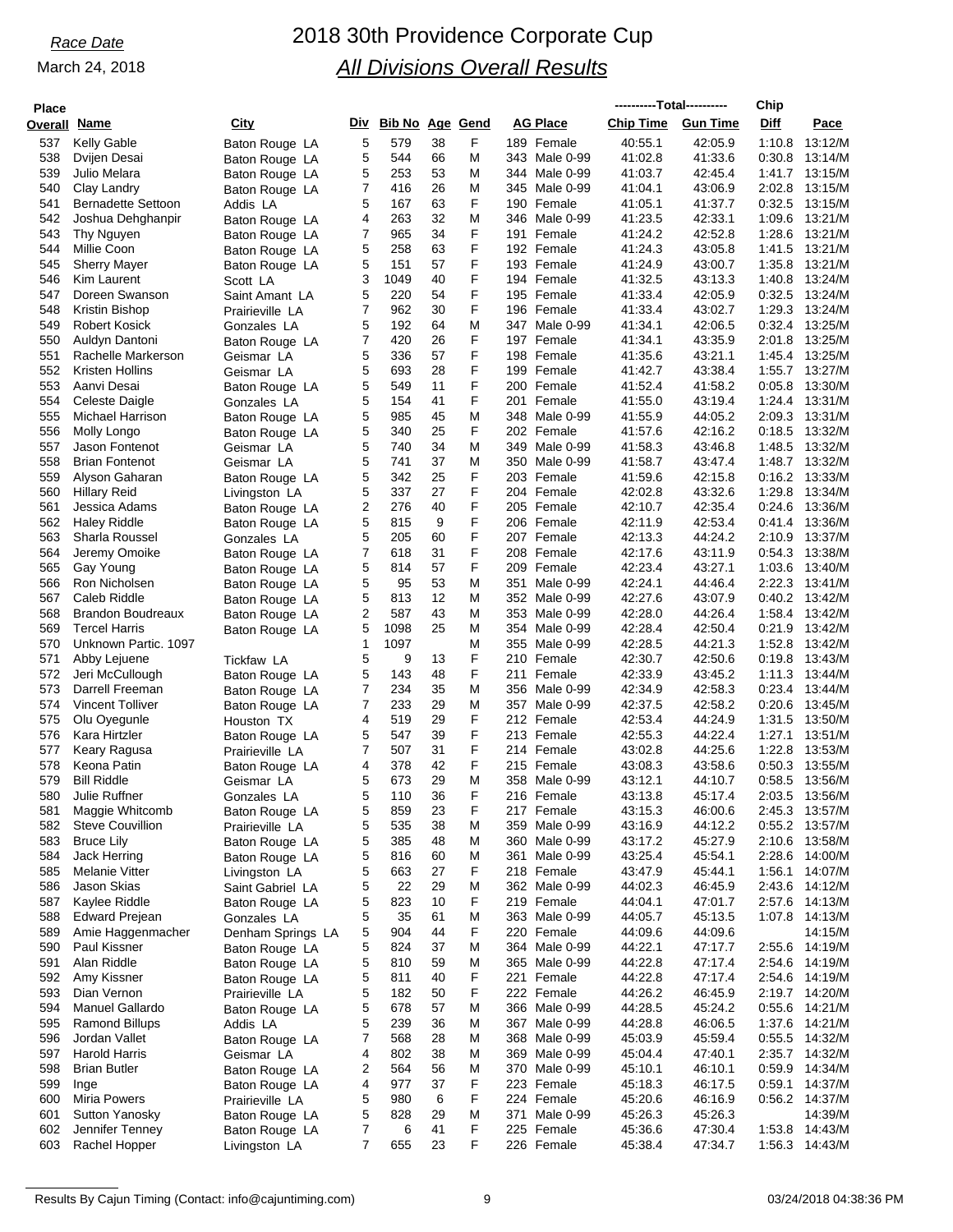*Race Date*

March 24, 2018

# 2018 30th Providence Corporate Cup

## *All Divisions Overall Results*

| Place Overall | Name | City | Div | Bib No | Age | Gend | AG Place | | ----------Total---------- Chip Time | Gun Time | Chip Diff | Pace |
|---|---|---|---|---|---|---|---|---|---|---|---|---|
| 537 | Kelly Gable | Baton Rouge LA | 5 | 579 | 38 | F | 189 | Female | 40:55.1 | 42:05.9 | 1:10.8 | 13:12/M |
| 538 | Dvijen Desai | Baton Rouge LA | 5 | 544 | 66 | M | 343 | Male 0-99 | 41:02.8 | 41:33.6 | 0:30.8 | 13:14/M |
| 539 | Julio Melara | Baton Rouge LA | 5 | 253 | 53 | M | 344 | Male 0-99 | 41:03.7 | 42:45.4 | 1:41.7 | 13:15/M |
| 540 | Clay Landry | Baton Rouge LA | 7 | 416 | 26 | M | 345 | Male 0-99 | 41:04.1 | 43:06.9 | 2:02.8 | 13:15/M |
| 541 | Bernadette Settoon | Addis LA | 5 | 167 | 63 | F | 190 | Female | 41:05.1 | 41:37.7 | 0:32.5 | 13:15/M |
| 542 | Joshua Dehghanpir | Baton Rouge LA | 4 | 263 | 32 | M | 346 | Male 0-99 | 41:23.5 | 42:33.1 | 1:09.6 | 13:21/M |
| 543 | Thy Nguyen | Baton Rouge LA | 7 | 965 | 34 | F | 191 | Female | 41:24.2 | 42:52.8 | 1:28.6 | 13:21/M |
| 544 | Millie Coon | Baton Rouge LA | 5 | 258 | 63 | F | 192 | Female | 41:24.3 | 43:05.8 | 1:41.5 | 13:21/M |
| 545 | Sherry Mayer | Baton Rouge LA | 5 | 151 | 57 | F | 193 | Female | 41:24.9 | 43:00.7 | 1:35.8 | 13:21/M |
| 546 | Kim Laurent | Scott LA | 3 | 1049 | 40 | F | 194 | Female | 41:32.5 | 43:13.3 | 1:40.8 | 13:24/M |
| 547 | Doreen Swanson | Saint Amant LA | 5 | 220 | 54 | F | 195 | Female | 41:33.4 | 42:05.9 | 0:32.5 | 13:24/M |
| 548 | Kristin Bishop | Prairieville LA | 7 | 962 | 30 | F | 196 | Female | 41:33.4 | 43:02.7 | 1:29.3 | 13:24/M |
| 549 | Robert Kosick | Gonzales LA | 5 | 192 | 64 | M | 347 | Male 0-99 | 41:34.1 | 42:06.5 | 0:32.4 | 13:25/M |
| 550 | Auldyn Dantoni | Baton Rouge LA | 7 | 420 | 26 | F | 197 | Female | 41:34.1 | 43:35.9 | 2:01.8 | 13:25/M |
| 551 | Rachelle Markerson | Geismar LA | 5 | 336 | 57 | F | 198 | Female | 41:35.6 | 43:21.1 | 1:45.4 | 13:25/M |
| 552 | Kristen Hollins | Geismar LA | 5 | 693 | 28 | F | 199 | Female | 41:42.7 | 43:38.4 | 1:55.7 | 13:27/M |
| 553 | Aanvi Desai | Baton Rouge LA | 5 | 549 | 11 | F | 200 | Female | 41:52.4 | 41:58.2 | 0:05.8 | 13:30/M |
| 554 | Celeste Daigle | Gonzales LA | 5 | 154 | 41 | F | 201 | Female | 41:55.0 | 43:19.4 | 1:24.4 | 13:31/M |
| 555 | Michael Harrison | Baton Rouge LA | 5 | 985 | 45 | M | 348 | Male 0-99 | 41:55.9 | 44:05.2 | 2:09.3 | 13:31/M |
| 556 | Molly Longo | Baton Rouge LA | 5 | 340 | 25 | F | 202 | Female | 41:57.6 | 42:16.2 | 0:18.5 | 13:32/M |
| 557 | Jason Fontenot | Geismar LA | 5 | 740 | 34 | M | 349 | Male 0-99 | 41:58.3 | 43:46.8 | 1:48.5 | 13:32/M |
| 558 | Brian Fontenot | Geismar LA | 5 | 741 | 37 | M | 350 | Male 0-99 | 41:58.7 | 43:47.4 | 1:48.7 | 13:32/M |
| 559 | Alyson Gaharan | Baton Rouge LA | 5 | 342 | 25 | F | 203 | Female | 41:59.6 | 42:15.8 | 0:16.2 | 13:33/M |
| 560 | Hillary Reid | Livingston LA | 5 | 337 | 27 | F | 204 | Female | 42:02.8 | 43:32.6 | 1:29.8 | 13:34/M |
| 561 | Jessica Adams | Baton Rouge LA | 2 | 276 | 40 | F | 205 | Female | 42:10.7 | 42:35.4 | 0:24.6 | 13:36/M |
| 562 | Haley Riddle | Baton Rouge LA | 5 | 815 | 9 | F | 206 | Female | 42:11.9 | 42:53.4 | 0:41.4 | 13:36/M |
| 563 | Sharla Roussel | Gonzales LA | 5 | 205 | 60 | F | 207 | Female | 42:13.3 | 44:24.2 | 2:10.9 | 13:37/M |
| 564 | Jeremy Omoike | Baton Rouge LA | 7 | 618 | 31 | F | 208 | Female | 42:17.6 | 43:11.9 | 0:54.3 | 13:38/M |
| 565 | Gay Young | Baton Rouge LA | 5 | 814 | 57 | F | 209 | Female | 42:23.4 | 43:27.1 | 1:03.6 | 13:40/M |
| 566 | Ron Nicholsen | Baton Rouge LA | 5 | 95 | 53 | M | 351 | Male 0-99 | 42:24.1 | 44:46.4 | 2:22.3 | 13:41/M |
| 567 | Caleb Riddle | Baton Rouge LA | 5 | 813 | 12 | M | 352 | Male 0-99 | 42:27.6 | 43:07.9 | 0:40.2 | 13:42/M |
| 568 | Brandon Boudreaux | Baton Rouge LA | 2 | 587 | 43 | M | 353 | Male 0-99 | 42:28.0 | 44:26.4 | 1:58.4 | 13:42/M |
| 569 | Tercel Harris | Baton Rouge LA | 5 | 1098 | 25 | M | 354 | Male 0-99 | 42:28.4 | 42:50.4 | 0:21.9 | 13:42/M |
| 570 | Unknown Partic. 1097 | | 1 | 1097 | | M | 355 | Male 0-99 | 42:28.5 | 44:21.3 | 1:52.8 | 13:42/M |
| 571 | Abby Lejuene | Tickfaw LA | 5 | 9 | 13 | F | 210 | Female | 42:30.7 | 42:50.6 | 0:19.8 | 13:43/M |
| 572 | Jeri McCullough | Baton Rouge LA | 5 | 143 | 48 | F | 211 | Female | 42:33.9 | 43:45.2 | 1:11.3 | 13:44/M |
| 573 | Darrell Freeman | Baton Rouge LA | 7 | 234 | 35 | M | 356 | Male 0-99 | 42:34.9 | 42:58.3 | 0:23.4 | 13:44/M |
| 574 | Vincent Tolliver | Baton Rouge LA | 7 | 233 | 29 | M | 357 | Male 0-99 | 42:37.5 | 42:58.2 | 0:20.6 | 13:45/M |
| 575 | Olu Oyegunle | Houston TX | 4 | 519 | 29 | F | 212 | Female | 42:53.4 | 44:24.9 | 1:31.5 | 13:50/M |
| 576 | Kara Hirtzler | Baton Rouge LA | 5 | 547 | 39 | F | 213 | Female | 42:55.3 | 44:22.4 | 1:27.1 | 13:51/M |
| 577 | Keary Ragusa | Prairieville LA | 7 | 507 | 31 | F | 214 | Female | 43:02.8 | 44:25.6 | 1:22.8 | 13:53/M |
| 578 | Keona Patin | Baton Rouge LA | 4 | 378 | 42 | F | 215 | Female | 43:08.3 | 43:58.6 | 0:50.3 | 13:55/M |
| 579 | Bill Riddle | Geismar LA | 5 | 673 | 29 | M | 358 | Male 0-99 | 43:12.1 | 44:10.7 | 0:58.5 | 13:56/M |
| 580 | Julie Ruffner | Gonzales LA | 5 | 110 | 36 | F | 216 | Female | 43:13.8 | 45:17.4 | 2:03.5 | 13:56/M |
| 581 | Maggie Whitcomb | Baton Rouge LA | 5 | 859 | 23 | F | 217 | Female | 43:15.3 | 46:00.6 | 2:45.3 | 13:57/M |
| 582 | Steve Couvillion | Prairieville LA | 5 | 535 | 38 | M | 359 | Male 0-99 | 43:16.9 | 44:12.2 | 0:55.2 | 13:57/M |
| 583 | Bruce Lily | Baton Rouge LA | 5 | 385 | 48 | M | 360 | Male 0-99 | 43:17.2 | 45:27.9 | 2:10.6 | 13:58/M |
| 584 | Jack Herring | Baton Rouge LA | 5 | 816 | 60 | M | 361 | Male 0-99 | 43:25.4 | 45:54.1 | 2:28.6 | 14:00/M |
| 585 | Melanie Vitter | Livingston LA | 5 | 663 | 27 | F | 218 | Female | 43:47.9 | 45:44.1 | 1:56.1 | 14:07/M |
| 586 | Jason Skias | Saint Gabriel LA | 5 | 22 | 29 | M | 362 | Male 0-99 | 44:02.3 | 46:45.9 | 2:43.6 | 14:12/M |
| 587 | Kaylee Riddle | Baton Rouge LA | 5 | 823 | 10 | F | 219 | Female | 44:04.1 | 47:01.7 | 2:57.6 | 14:13/M |
| 588 | Edward Prejean | Gonzales LA | 5 | 35 | 61 | M | 363 | Male 0-99 | 44:05.7 | 45:13.5 | 1:07.8 | 14:13/M |
| 589 | Amie Haggenmacher | Denham Springs LA | 5 | 904 | 44 | F | 220 | Female | 44:09.6 | 44:09.6 | | 14:15/M |
| 590 | Paul Kissner | Baton Rouge LA | 5 | 824 | 37 | M | 364 | Male 0-99 | 44:22.1 | 47:17.7 | 2:55.6 | 14:19/M |
| 591 | Alan Riddle | Baton Rouge LA | 5 | 810 | 59 | M | 365 | Male 0-99 | 44:22.8 | 47:17.4 | 2:54.6 | 14:19/M |
| 592 | Amy Kissner | Baton Rouge LA | 5 | 811 | 40 | F | 221 | Female | 44:22.8 | 47:17.4 | 2:54.6 | 14:19/M |
| 593 | Dian Vernon | Prairieville LA | 5 | 182 | 50 | F | 222 | Female | 44:26.2 | 46:45.9 | 2:19.7 | 14:20/M |
| 594 | Manuel Gallardo | Baton Rouge LA | 5 | 678 | 57 | M | 366 | Male 0-99 | 44:28.5 | 45:24.2 | 0:55.6 | 14:21/M |
| 595 | Ramond Billups | Addis LA | 5 | 239 | 36 | M | 367 | Male 0-99 | 44:28.8 | 46:06.5 | 1:37.6 | 14:21/M |
| 596 | Jordan Vallet | Baton Rouge LA | 7 | 568 | 28 | M | 368 | Male 0-99 | 45:03.9 | 45:59.4 | 0:55.5 | 14:32/M |
| 597 | Harold Harris | Geismar LA | 4 | 802 | 38 | M | 369 | Male 0-99 | 45:04.4 | 47:40.1 | 2:35.7 | 14:32/M |
| 598 | Brian Butler | Baton Rouge LA | 2 | 564 | 56 | M | 370 | Male 0-99 | 45:10.1 | 46:10.1 | 0:59.9 | 14:34/M |
| 599 | Inge | Baton Rouge LA | 4 | 977 | 37 | F | 223 | Female | 45:18.3 | 46:17.5 | 0:59.1 | 14:37/M |
| 600 | Miria Powers | Prairieville LA | 5 | 980 | 6 | F | 224 | Female | 45:20.6 | 46:16.9 | 0:56.2 | 14:37/M |
| 601 | Sutton Yanosky | Baton Rouge LA | 5 | 828 | 29 | M | 371 | Male 0-99 | 45:26.3 | 45:26.3 | | 14:39/M |
| 602 | Jennifer Tenney | Baton Rouge LA | 7 | 6 | 41 | F | 225 | Female | 45:36.6 | 47:30.4 | 1:53.8 | 14:43/M |
| 603 | Rachel Hopper | Livingston LA | 7 | 655 | 23 | F | 226 | Female | 45:38.4 | 47:34.7 | 1:56.3 | 14:43/M |

Results By Cajun Timing (Contact: info@cajuntiming.com) 03/24/2018 04:38:36 PM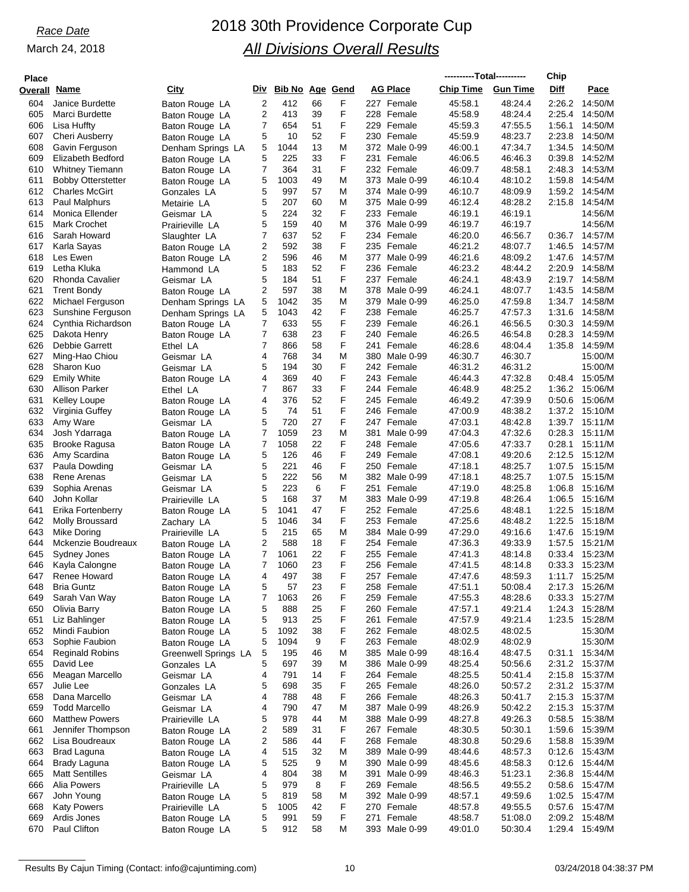*Race Date*

March 24, 2018

# 2018 30th Providence Corporate Cup

## *All Divisions Overall Results*

| Place Overall | Name | City | Div | Bib No | Age | Gend | AG Place | | ----------Total---------- Chip Time | Gun Time | Chip Diff | Pace |
|---|---|---|---|---|---|---|---|---|---|---|---|---|
| 604 | Janice Burdette | Baton Rouge LA | 2 | 412 | 66 | F | 227 | Female | 45:58.1 | 48:24.4 | 2:26.2 | 14:50/M |
| 605 | Marci Burdette | Baton Rouge LA | 2 | 413 | 39 | F | 228 | Female | 45:58.9 | 48:24.4 | 2:25.4 | 14:50/M |
| 606 | Lisa Huffty | Baton Rouge LA | 7 | 654 | 51 | F | 229 | Female | 45:59.3 | 47:55.5 | 1:56.1 | 14:50/M |
| 607 | Cheri Ausberry | Baton Rouge LA | 5 | 10 | 52 | F | 230 | Female | 45:59.9 | 48:23.7 | 2:23.8 | 14:50/M |
| 608 | Gavin Ferguson | Denham Springs LA | 5 | 1044 | 13 | M | 372 | Male 0-99 | 46:00.1 | 47:34.7 | 1:34.5 | 14:50/M |
| 609 | Elizabeth Bedford | Baton Rouge LA | 5 | 225 | 33 | F | 231 | Female | 46:06.5 | 46:46.3 | 0:39.8 | 14:52/M |
| 610 | Whitney Tiemann | Baton Rouge LA | 7 | 364 | 31 | F | 232 | Female | 46:09.7 | 48:58.1 | 2:48.3 | 14:53/M |
| 611 | Bobby Otterstetter | Baton Rouge LA | 5 | 1003 | 49 | M | 373 | Male 0-99 | 46:10.4 | 48:10.2 | 1:59.8 | 14:54/M |
| 612 | Charles McGirt | Gonzales LA | 5 | 997 | 57 | M | 374 | Male 0-99 | 46:10.7 | 48:09.9 | 1:59.2 | 14:54/M |
| 613 | Paul Malphurs | Metairie LA | 5 | 207 | 60 | M | 375 | Male 0-99 | 46:12.4 | 48:28.2 | 2:15.8 | 14:54/M |
| 614 | Monica Ellender | Geismar LA | 5 | 224 | 32 | F | 233 | Female | 46:19.1 | 46:19.1 | | 14:56/M |
| 615 | Mark Crochet | Prairieville LA | 5 | 159 | 40 | M | 376 | Male 0-99 | 46:19.7 | 46:19.7 | | 14:56/M |
| 616 | Sarah Howard | Slaughter LA | 7 | 637 | 52 | F | 234 | Female | 46:20.0 | 46:56.7 | 0:36.7 | 14:57/M |
| 617 | Karla Sayas | Baton Rouge LA | 2 | 592 | 38 | F | 235 | Female | 46:21.2 | 48:07.7 | 1:46.5 | 14:57/M |
| 618 | Les Ewen | Baton Rouge LA | 2 | 596 | 46 | M | 377 | Male 0-99 | 46:21.6 | 48:09.2 | 1:47.6 | 14:57/M |
| 619 | Letha Kluka | Hammond LA | 5 | 183 | 52 | F | 236 | Female | 46:23.2 | 48:44.2 | 2:20.9 | 14:58/M |
| 620 | Rhonda Cavalier | Geismar LA | 5 | 184 | 51 | F | 237 | Female | 46:24.1 | 48:43.9 | 2:19.7 | 14:58/M |
| 621 | Trent Bondy | Baton Rouge LA | 2 | 597 | 38 | M | 378 | Male 0-99 | 46:24.1 | 48:07.7 | 1:43.5 | 14:58/M |
| 622 | Michael Ferguson | Denham Springs LA | 5 | 1042 | 35 | M | 379 | Male 0-99 | 46:25.0 | 47:59.8 | 1:34.7 | 14:58/M |
| 623 | Sunshine Ferguson | Denham Springs LA | 5 | 1043 | 42 | F | 238 | Female | 46:25.7 | 47:57.3 | 1:31.6 | 14:58/M |
| 624 | Cynthia Richardson | Baton Rouge LA | 7 | 633 | 55 | F | 239 | Female | 46:26.1 | 46:56.5 | 0:30.3 | 14:59/M |
| 625 | Dakota Henry | Baton Rouge LA | 7 | 638 | 23 | F | 240 | Female | 46:26.5 | 46:54.8 | 0:28.3 | 14:59/M |
| 626 | Debbie Garrett | Ethel LA | 7 | 866 | 58 | F | 241 | Female | 46:28.6 | 48:04.4 | 1:35.8 | 14:59/M |
| 627 | Ming-Hao Chiou | Geismar LA | 4 | 768 | 34 | M | 380 | Male 0-99 | 46:30.7 | 46:30.7 | | 15:00/M |
| 628 | Sharon Kuo | Geismar LA | 5 | 194 | 30 | F | 242 | Female | 46:31.2 | 46:31.2 | | 15:00/M |
| 629 | Emily White | Baton Rouge LA | 4 | 369 | 40 | F | 243 | Female | 46:44.3 | 47:32.8 | 0:48.4 | 15:05/M |
| 630 | Allison Parker | Ethel LA | 7 | 867 | 33 | F | 244 | Female | 46:48.9 | 48:25.2 | 1:36.2 | 15:06/M |
| 631 | Kelley Loupe | Baton Rouge LA | 4 | 376 | 52 | F | 245 | Female | 46:49.2 | 47:39.9 | 0:50.6 | 15:06/M |
| 632 | Virginia Guffey | Baton Rouge LA | 5 | 74 | 51 | F | 246 | Female | 47:00.9 | 48:38.2 | 1:37.2 | 15:10/M |
| 633 | Amy Ware | Geismar LA | 5 | 720 | 27 | F | 247 | Female | 47:03.1 | 48:42.8 | 1:39.7 | 15:11/M |
| 634 | Josh Ydarraga | Baton Rouge LA | 7 | 1059 | 23 | M | 381 | Male 0-99 | 47:04.3 | 47:32.6 | 0:28.3 | 15:11/M |
| 635 | Brooke Ragusa | Baton Rouge LA | 7 | 1058 | 22 | F | 248 | Female | 47:05.6 | 47:33.7 | 0:28.1 | 15:11/M |
| 636 | Amy Scardina | Baton Rouge LA | 5 | 126 | 46 | F | 249 | Female | 47:08.1 | 49:20.6 | 2:12.5 | 15:12/M |
| 637 | Paula Dowding | Geismar LA | 5 | 221 | 46 | F | 250 | Female | 47:18.1 | 48:25.7 | 1:07.5 | 15:15/M |
| 638 | Rene Arenas | Geismar LA | 5 | 222 | 56 | M | 382 | Male 0-99 | 47:18.1 | 48:25.7 | 1:07.5 | 15:15/M |
| 639 | Sophia Arenas | Geismar LA | 5 | 223 | 6 | F | 251 | Female | 47:19.0 | 48:25.8 | 1:06.8 | 15:16/M |
| 640 | John Kollar | Prairieville LA | 5 | 168 | 37 | M | 383 | Male 0-99 | 47:19.8 | 48:26.4 | 1:06.5 | 15:16/M |
| 641 | Erika Fortenberry | Baton Rouge LA | 5 | 1041 | 47 | F | 252 | Female | 47:25.6 | 48:48.1 | 1:22.5 | 15:18/M |
| 642 | Molly Broussard | Zachary LA | 5 | 1046 | 34 | F | 253 | Female | 47:25.6 | 48:48.2 | 1:22.5 | 15:18/M |
| 643 | Mike Doring | Prairieville LA | 5 | 215 | 65 | M | 384 | Male 0-99 | 47:29.0 | 49:16.6 | 1:47.6 | 15:19/M |
| 644 | Mckenzie Boudreaux | Baton Rouge LA | 2 | 588 | 18 | F | 254 | Female | 47:36.3 | 49:33.9 | 1:57.5 | 15:21/M |
| 645 | Sydney Jones | Baton Rouge LA | 7 | 1061 | 22 | F | 255 | Female | 47:41.3 | 48:14.8 | 0:33.4 | 15:23/M |
| 646 | Kayla Calongne | Baton Rouge LA | 7 | 1060 | 23 | F | 256 | Female | 47:41.5 | 48:14.8 | 0:33.3 | 15:23/M |
| 647 | Renee Howard | Baton Rouge LA | 4 | 497 | 38 | F | 257 | Female | 47:47.6 | 48:59.3 | 1:11.7 | 15:25/M |
| 648 | Bria Guntz | Baton Rouge LA | 5 | 57 | 23 | F | 258 | Female | 47:51.1 | 50:08.4 | 2:17.3 | 15:26/M |
| 649 | Sarah Van Way | Baton Rouge LA | 7 | 1063 | 26 | F | 259 | Female | 47:55.3 | 48:28.6 | 0:33.3 | 15:27/M |
| 650 | Olivia Barry | Baton Rouge LA | 5 | 888 | 25 | F | 260 | Female | 47:57.1 | 49:21.4 | 1:24.3 | 15:28/M |
| 651 | Liz Bahlinger | Baton Rouge LA | 5 | 913 | 25 | F | 261 | Female | 47:57.9 | 49:21.4 | 1:23.5 | 15:28/M |
| 652 | Mindi Faubion | Baton Rouge LA | 5 | 1092 | 38 | F | 262 | Female | 48:02.5 | 48:02.5 | | 15:30/M |
| 653 | Sophie Faubion | Baton Rouge LA | 5 | 1094 | 9 | F | 263 | Female | 48:02.9 | 48:02.9 | | 15:30/M |
| 654 | Reginald Robins | Greenwell Springs LA | 5 | 195 | 46 | M | 385 | Male 0-99 | 48:16.4 | 48:47.5 | 0:31.1 | 15:34/M |
| 655 | David Lee | Gonzales LA | 5 | 697 | 39 | M | 386 | Male 0-99 | 48:25.4 | 50:56.6 | 2:31.2 | 15:37/M |
| 656 | Meagan Marcello | Geismar LA | 4 | 791 | 14 | F | 264 | Female | 48:25.5 | 50:41.4 | 2:15.8 | 15:37/M |
| 657 | Julie Lee | Gonzales LA | 5 | 698 | 35 | F | 265 | Female | 48:26.0 | 50:57.2 | 2:31.2 | 15:37/M |
| 658 | Dana Marcello | Geismar LA | 4 | 788 | 48 | F | 266 | Female | 48:26.3 | 50:41.7 | 2:15.3 | 15:37/M |
| 659 | Todd Marcello | Geismar LA | 4 | 790 | 47 | M | 387 | Male 0-99 | 48:26.9 | 50:42.2 | 2:15.3 | 15:37/M |
| 660 | Matthew Powers | Prairieville LA | 5 | 978 | 44 | M | 388 | Male 0-99 | 48:27.8 | 49:26.3 | 0:58.5 | 15:38/M |
| 661 | Jennifer Thompson | Baton Rouge LA | 2 | 589 | 31 | F | 267 | Female | 48:30.5 | 50:30.1 | 1:59.6 | 15:39/M |
| 662 | Lisa Boudreaux | Baton Rouge LA | 2 | 586 | 44 | F | 268 | Female | 48:30.8 | 50:29.6 | 1:58.8 | 15:39/M |
| 663 | Brad Laguna | Baton Rouge LA | 4 | 515 | 32 | M | 389 | Male 0-99 | 48:44.6 | 48:57.3 | 0:12.6 | 15:43/M |
| 664 | Brady Laguna | Baton Rouge LA | 5 | 525 | 9 | M | 390 | Male 0-99 | 48:45.6 | 48:58.3 | 0:12.6 | 15:44/M |
| 665 | Matt Sentilles | Geismar LA | 4 | 804 | 38 | M | 391 | Male 0-99 | 48:46.3 | 51:23.1 | 2:36.8 | 15:44/M |
| 666 | Alia Powers | Prairieville LA | 5 | 979 | 8 | F | 269 | Female | 48:56.5 | 49:55.2 | 0:58.6 | 15:47/M |
| 667 | John Young | Baton Rouge LA | 5 | 819 | 58 | M | 392 | Male 0-99 | 48:57.1 | 49:59.6 | 1:02.5 | 15:47/M |
| 668 | Katy Powers | Prairieville LA | 5 | 1005 | 42 | F | 270 | Female | 48:57.8 | 49:55.5 | 0:57.6 | 15:47/M |
| 669 | Ardis Jones | Baton Rouge LA | 5 | 991 | 59 | F | 271 | Female | 48:58.7 | 51:08.0 | 2:09.2 | 15:48/M |
| 670 | Paul Clifton | Baton Rouge LA | 5 | 912 | 58 | M | 393 | Male 0-99 | 49:01.0 | 50:30.4 | 1:29.4 | 15:49/M |

Results By Cajun Timing (Contact: info@cajuntiming.com) 03/24/2018 04:38:37 PM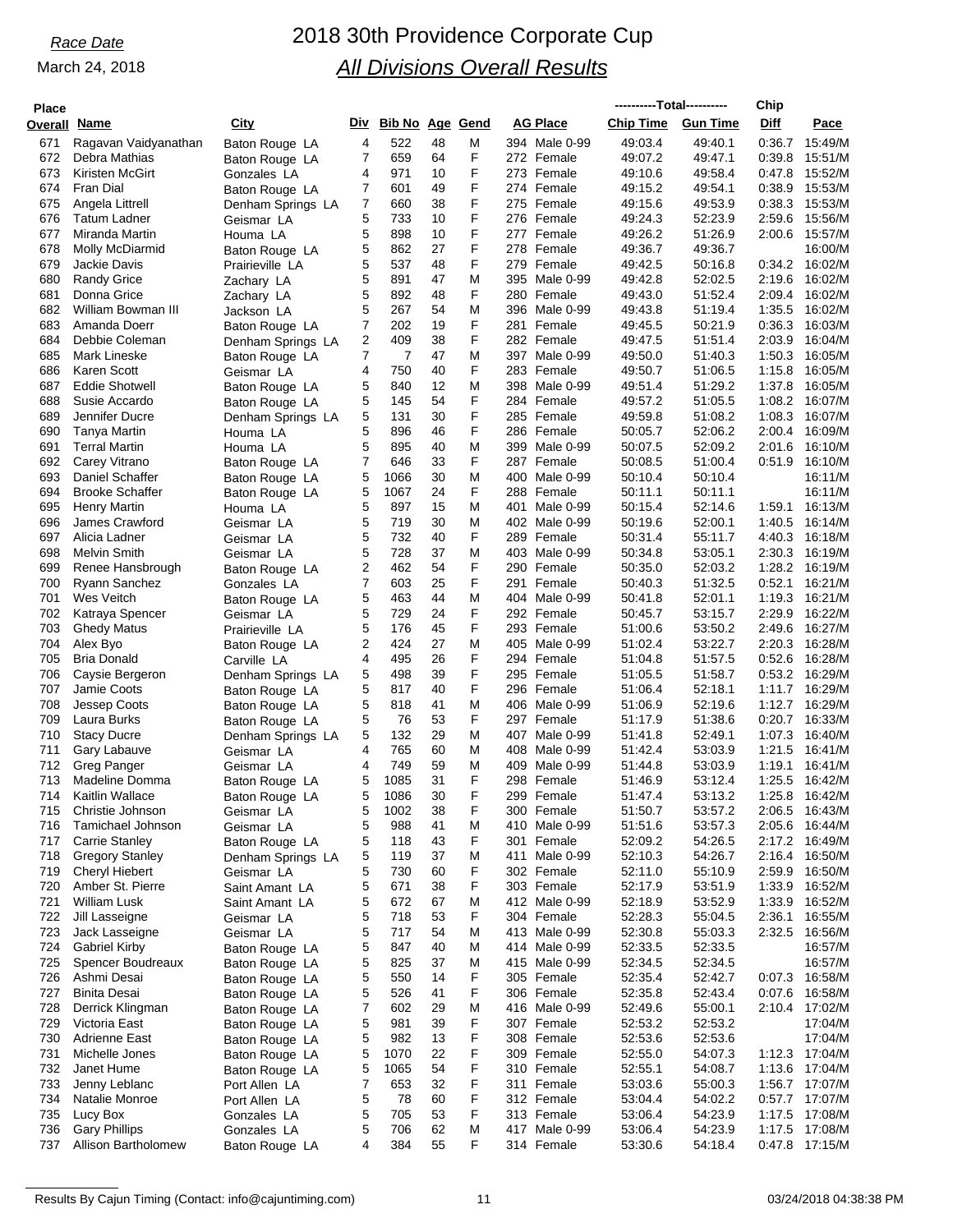*Race Date*

March 24, 2018

# 2018 30th Providence Corporate Cup

## *All Divisions Overall Results*

| Place Overall | Name | City | Div | Bib No | Age | Gend | AG Place | | Total Chip Time | Total Gun Time | Chip Diff | Pace |
|---|---|---|---|---|---|---|---|---|---|---|---|---|
| 671 | Ragavan Vaidyanathan | Baton Rouge LA | 4 | 522 | 48 | M | 394 | Male 0-99 | 49:03.4 | 49:40.1 | 0:36.7 | 15:49/M |
| 672 | Debra Mathias | Baton Rouge LA | 7 | 659 | 64 | F | 272 | Female | 49:07.2 | 49:47.1 | 0:39.8 | 15:51/M |
| 673 | Kiristen McGirt | Gonzales LA | 4 | 971 | 10 | F | 273 | Female | 49:10.6 | 49:58.4 | 0:47.8 | 15:52/M |
| 674 | Fran Dial | Baton Rouge LA | 7 | 601 | 49 | F | 274 | Female | 49:15.2 | 49:54.1 | 0:38.9 | 15:53/M |
| 675 | Angela Littrell | Denham Springs LA | 7 | 660 | 38 | F | 275 | Female | 49:15.6 | 49:53.9 | 0:38.3 | 15:53/M |
| 676 | Tatum Ladner | Geismar LA | 5 | 733 | 10 | F | 276 | Female | 49:24.3 | 52:23.9 | 2:59.6 | 15:56/M |
| 677 | Miranda Martin | Houma LA | 5 | 898 | 10 | F | 277 | Female | 49:26.2 | 51:26.9 | 2:00.6 | 15:57/M |
| 678 | Molly McDiarmid | Baton Rouge LA | 5 | 862 | 27 | F | 278 | Female | 49:36.7 | 49:36.7 | | 16:00/M |
| 679 | Jackie Davis | Prairieville LA | 5 | 537 | 48 | F | 279 | Female | 49:42.5 | 50:16.8 | 0:34.2 | 16:02/M |
| 680 | Randy Grice | Zachary LA | 5 | 891 | 47 | M | 395 | Male 0-99 | 49:42.8 | 52:02.5 | 2:19.6 | 16:02/M |
| 681 | Donna Grice | Zachary LA | 5 | 892 | 48 | F | 280 | Female | 49:43.0 | 51:52.4 | 2:09.4 | 16:02/M |
| 682 | William Bowman III | Jackson LA | 5 | 267 | 54 | M | 396 | Male 0-99 | 49:43.8 | 51:19.4 | 1:35.5 | 16:02/M |
| 683 | Amanda Doerr | Baton Rouge LA | 7 | 202 | 19 | F | 281 | Female | 49:45.5 | 50:21.9 | 0:36.3 | 16:03/M |
| 684 | Debbie Coleman | Denham Springs LA | 2 | 409 | 38 | F | 282 | Female | 49:47.5 | 51:51.4 | 2:03.9 | 16:04/M |
| 685 | Mark Lineske | Baton Rouge LA | 7 | 7 | 47 | M | 397 | Male 0-99 | 49:50.0 | 51:40.3 | 1:50.3 | 16:05/M |
| 686 | Karen Scott | Geismar LA | 4 | 750 | 40 | F | 283 | Female | 49:50.7 | 51:06.5 | 1:15.8 | 16:05/M |
| 687 | Eddie Shotwell | Baton Rouge LA | 5 | 840 | 12 | M | 398 | Male 0-99 | 49:51.4 | 51:29.2 | 1:37.8 | 16:05/M |
| 688 | Susie Accardo | Baton Rouge LA | 5 | 145 | 54 | F | 284 | Female | 49:57.2 | 51:05.5 | 1:08.2 | 16:07/M |
| 689 | Jennifer Ducre | Denham Springs LA | 5 | 131 | 30 | F | 285 | Female | 49:59.8 | 51:08.2 | 1:08.3 | 16:07/M |
| 690 | Tanya Martin | Houma LA | 5 | 896 | 46 | F | 286 | Female | 50:05.7 | 52:06.2 | 2:00.4 | 16:09/M |
| 691 | Terral Martin | Houma LA | 5 | 895 | 40 | M | 399 | Male 0-99 | 50:07.5 | 52:09.2 | 2:01.6 | 16:10/M |
| 692 | Carey Vitrano | Baton Rouge LA | 7 | 646 | 33 | F | 287 | Female | 50:08.5 | 51:00.4 | 0:51.9 | 16:10/M |
| 693 | Daniel Schaffer | Baton Rouge LA | 5 | 1066 | 30 | M | 400 | Male 0-99 | 50:10.4 | 50:10.4 | | 16:11/M |
| 694 | Brooke Schaffer | Baton Rouge LA | 5 | 1067 | 24 | F | 288 | Female | 50:11.1 | 50:11.1 | | 16:11/M |
| 695 | Henry Martin | Houma LA | 5 | 897 | 15 | M | 401 | Male 0-99 | 50:15.4 | 52:14.6 | 1:59.1 | 16:13/M |
| 696 | James Crawford | Geismar LA | 5 | 719 | 30 | M | 402 | Male 0-99 | 50:19.6 | 52:00.1 | 1:40.5 | 16:14/M |
| 697 | Alicia Ladner | Geismar LA | 5 | 732 | 40 | F | 289 | Female | 50:31.4 | 55:11.7 | 4:40.3 | 16:18/M |
| 698 | Melvin Smith | Geismar LA | 5 | 728 | 37 | M | 403 | Male 0-99 | 50:34.8 | 53:05.1 | 2:30.3 | 16:19/M |
| 699 | Renee Hansbrough | Baton Rouge LA | 2 | 462 | 54 | F | 290 | Female | 50:35.0 | 52:03.2 | 1:28.2 | 16:19/M |
| 700 | Ryann Sanchez | Gonzales LA | 7 | 603 | 25 | F | 291 | Female | 50:40.3 | 51:32.5 | 0:52.1 | 16:21/M |
| 701 | Wes Veitch | Baton Rouge LA | 5 | 463 | 44 | M | 404 | Male 0-99 | 50:41.8 | 52:01.1 | 1:19.3 | 16:21/M |
| 702 | Katraya Spencer | Geismar LA | 5 | 729 | 24 | F | 292 | Female | 50:45.7 | 53:15.7 | 2:29.9 | 16:22/M |
| 703 | Ghedy Matus | Prairieville LA | 5 | 176 | 45 | F | 293 | Female | 51:00.6 | 53:50.2 | 2:49.6 | 16:27/M |
| 704 | Alex Byo | Baton Rouge LA | 2 | 424 | 27 | M | 405 | Male 0-99 | 51:02.4 | 53:22.7 | 2:20.3 | 16:28/M |
| 705 | Bria Donald | Carville LA | 4 | 495 | 26 | F | 294 | Female | 51:04.8 | 51:57.5 | 0:52.6 | 16:28/M |
| 706 | Caysie Bergeron | Denham Springs LA | 5 | 498 | 39 | F | 295 | Female | 51:05.5 | 51:58.7 | 0:53.2 | 16:29/M |
| 707 | Jamie Coots | Baton Rouge LA | 5 | 817 | 40 | F | 296 | Female | 51:06.4 | 52:18.1 | 1:11.7 | 16:29/M |
| 708 | Jessep Coots | Baton Rouge LA | 5 | 818 | 41 | M | 406 | Male 0-99 | 51:06.9 | 52:19.6 | 1:12.7 | 16:29/M |
| 709 | Laura Burks | Baton Rouge LA | 5 | 76 | 53 | F | 297 | Female | 51:17.9 | 51:38.6 | 0:20.7 | 16:33/M |
| 710 | Stacy Ducre | Denham Springs LA | 5 | 132 | 29 | M | 407 | Male 0-99 | 51:41.8 | 52:49.1 | 1:07.3 | 16:40/M |
| 711 | Gary Labauve | Geismar LA | 4 | 765 | 60 | M | 408 | Male 0-99 | 51:42.4 | 53:03.9 | 1:21.5 | 16:41/M |
| 712 | Greg Panger | Geismar LA | 4 | 749 | 59 | M | 409 | Male 0-99 | 51:44.8 | 53:03.9 | 1:19.1 | 16:41/M |
| 713 | Madeline Domma | Baton Rouge LA | 5 | 1085 | 31 | F | 298 | Female | 51:46.9 | 53:12.4 | 1:25.5 | 16:42/M |
| 714 | Kaitlin Wallace | Baton Rouge LA | 5 | 1086 | 30 | F | 299 | Female | 51:47.4 | 53:13.2 | 1:25.8 | 16:42/M |
| 715 | Christie Johnson | Geismar LA | 5 | 1002 | 38 | F | 300 | Female | 51:50.7 | 53:57.2 | 2:06.5 | 16:43/M |
| 716 | Tamichael Johnson | Geismar LA | 5 | 988 | 41 | M | 410 | Male 0-99 | 51:51.6 | 53:57.3 | 2:05.6 | 16:44/M |
| 717 | Carrie Stanley | Baton Rouge LA | 5 | 118 | 43 | F | 301 | Female | 52:09.2 | 54:26.5 | 2:17.2 | 16:49/M |
| 718 | Gregory Stanley | Denham Springs LA | 5 | 119 | 37 | M | 411 | Male 0-99 | 52:10.3 | 54:26.7 | 2:16.4 | 16:50/M |
| 719 | Cheryl Hiebert | Geismar LA | 5 | 730 | 60 | F | 302 | Female | 52:11.0 | 55:10.9 | 2:59.9 | 16:50/M |
| 720 | Amber St. Pierre | Saint Amant LA | 5 | 671 | 38 | F | 303 | Female | 52:17.9 | 53:51.9 | 1:33.9 | 16:52/M |
| 721 | William Lusk | Saint Amant LA | 5 | 672 | 67 | M | 412 | Male 0-99 | 52:18.9 | 53:52.9 | 1:33.9 | 16:52/M |
| 722 | Jill Lasseigne | Geismar LA | 5 | 718 | 53 | F | 304 | Female | 52:28.3 | 55:04.5 | 2:36.1 | 16:55/M |
| 723 | Jack Lasseigne | Geismar LA | 5 | 717 | 54 | M | 413 | Male 0-99 | 52:30.8 | 55:03.3 | 2:32.5 | 16:56/M |
| 724 | Gabriel Kirby | Baton Rouge LA | 5 | 847 | 40 | M | 414 | Male 0-99 | 52:33.5 | 52:33.5 | | 16:57/M |
| 725 | Spencer Boudreaux | Baton Rouge LA | 5 | 825 | 37 | M | 415 | Male 0-99 | 52:34.5 | 52:34.5 | | 16:57/M |
| 726 | Ashmi Desai | Baton Rouge LA | 5 | 550 | 14 | F | 305 | Female | 52:35.4 | 52:42.7 | 0:07.3 | 16:58/M |
| 727 | Binita Desai | Baton Rouge LA | 5 | 526 | 41 | F | 306 | Female | 52:35.8 | 52:43.4 | 0:07.6 | 16:58/M |
| 728 | Derrick Klingman | Baton Rouge LA | 7 | 602 | 29 | M | 416 | Male 0-99 | 52:49.6 | 55:00.1 | 2:10.4 | 17:02/M |
| 729 | Victoria East | Baton Rouge LA | 5 | 981 | 39 | F | 307 | Female | 52:53.2 | 52:53.2 | | 17:04/M |
| 730 | Adrienne East | Baton Rouge LA | 5 | 982 | 13 | F | 308 | Female | 52:53.6 | 52:53.6 | | 17:04/M |
| 731 | Michelle Jones | Baton Rouge LA | 5 | 1070 | 22 | F | 309 | Female | 52:55.0 | 54:07.3 | 1:12.3 | 17:04/M |
| 732 | Janet Hume | Baton Rouge LA | 5 | 1065 | 54 | F | 310 | Female | 52:55.1 | 54:08.7 | 1:13.6 | 17:04/M |
| 733 | Jenny Leblanc | Port Allen LA | 7 | 653 | 32 | F | 311 | Female | 53:03.6 | 55:00.3 | 1:56.7 | 17:07/M |
| 734 | Natalie Monroe | Port Allen LA | 5 | 78 | 60 | F | 312 | Female | 53:04.4 | 54:02.2 | 0:57.7 | 17:07/M |
| 735 | Lucy Box | Gonzales LA | 5 | 705 | 53 | F | 313 | Female | 53:06.4 | 54:23.9 | 1:17.5 | 17:08/M |
| 736 | Gary Phillips | Gonzales LA | 5 | 706 | 62 | M | 417 | Male 0-99 | 53:06.4 | 54:23.9 | 1:17.5 | 17:08/M |
| 737 | Allison Bartholomew | Baton Rouge LA | 4 | 384 | 55 | F | 314 | Female | 53:30.6 | 54:18.4 | 0:47.8 | 17:15/M |

Results By Cajun Timing (Contact: info@cajuntiming.com) 03/24/2018 04:38:38 PM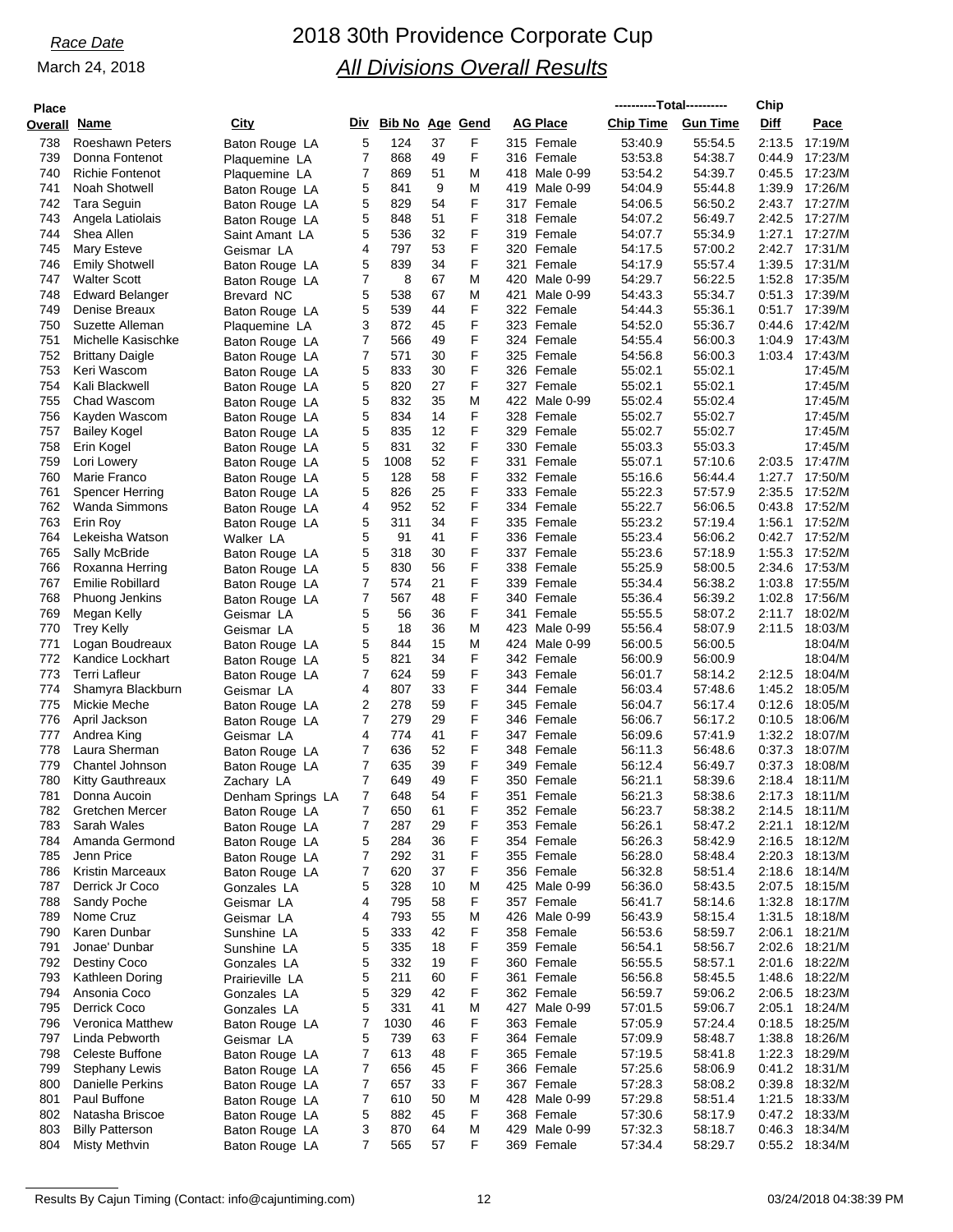Race Date

March 24, 2018

# 2018 30th Providence Corporate Cup

## All Divisions Overall Results

| Place Overall | Name | City | Div | Bib No | Age | Gend | AG Place | Total Chip Time | Total Gun Time | Chip Diff | Pace |
|---|---|---|---|---|---|---|---|---|---|---|---|
| 738 | Roeshawn Peters | Baton Rouge LA | 5 | 124 | 37 | F | 315 Female | 53:40.9 | 55:54.5 | 2:13.5 | 17:19/M |
| 739 | Donna Fontenot | Plaquemine LA | 7 | 868 | 49 | F | 316 Female | 53:53.8 | 54:38.7 | 0:44.9 | 17:23/M |
| 740 | Richie Fontenot | Plaquemine LA | 7 | 869 | 51 | M | 418 Male 0-99 | 53:54.2 | 54:39.7 | 0:45.5 | 17:23/M |
| 741 | Noah Shotwell | Baton Rouge LA | 5 | 841 | 9 | M | 419 Male 0-99 | 54:04.9 | 55:44.8 | 1:39.9 | 17:26/M |
| 742 | Tara Seguin | Baton Rouge LA | 5 | 829 | 54 | F | 317 Female | 54:06.5 | 56:50.2 | 2:43.7 | 17:27/M |
| 743 | Angela Latiolais | Baton Rouge LA | 5 | 848 | 51 | F | 318 Female | 54:07.2 | 56:49.7 | 2:42.5 | 17:27/M |
| 744 | Shea Allen | Saint Amant LA | 5 | 536 | 32 | F | 319 Female | 54:07.7 | 55:34.9 | 1:27.1 | 17:27/M |
| 745 | Mary Esteve | Geismar LA | 4 | 797 | 53 | F | 320 Female | 54:17.5 | 57:00.2 | 2:42.7 | 17:31/M |
| 746 | Emily Shotwell | Baton Rouge LA | 5 | 839 | 34 | F | 321 Female | 54:17.9 | 55:57.4 | 1:39.5 | 17:31/M |
| 747 | Walter Scott | Baton Rouge LA | 7 | 8 | 67 | M | 420 Male 0-99 | 54:29.7 | 56:22.5 | 1:52.8 | 17:35/M |
| 748 | Edward Belanger | Brevard NC | 5 | 538 | 67 | M | 421 Male 0-99 | 54:43.3 | 55:34.7 | 0:51.3 | 17:39/M |
| 749 | Denise Breaux | Baton Rouge LA | 5 | 539 | 44 | F | 322 Female | 54:44.3 | 55:36.1 | 0:51.7 | 17:39/M |
| 750 | Suzette Alleman | Plaquemine LA | 3 | 872 | 45 | F | 323 Female | 54:52.0 | 55:36.7 | 0:44.6 | 17:42/M |
| 751 | Michelle Kasischke | Baton Rouge LA | 7 | 566 | 49 | F | 324 Female | 54:55.4 | 56:00.3 | 1:04.9 | 17:43/M |
| 752 | Brittany Daigle | Baton Rouge LA | 7 | 571 | 30 | F | 325 Female | 54:56.8 | 56:00.3 | 1:03.4 | 17:43/M |
| 753 | Keri Wascom | Baton Rouge LA | 5 | 833 | 30 | F | 326 Female | 55:02.1 | 55:02.1 | | 17:45/M |
| 754 | Kali Blackwell | Baton Rouge LA | 5 | 820 | 27 | F | 327 Female | 55:02.1 | 55:02.1 | | 17:45/M |
| 755 | Chad Wascom | Baton Rouge LA | 5 | 832 | 35 | M | 422 Male 0-99 | 55:02.4 | 55:02.4 | | 17:45/M |
| 756 | Kayden Wascom | Baton Rouge LA | 5 | 834 | 14 | F | 328 Female | 55:02.7 | 55:02.7 | | 17:45/M |
| 757 | Bailey Kogel | Baton Rouge LA | 5 | 835 | 12 | F | 329 Female | 55:02.7 | 55:02.7 | | 17:45/M |
| 758 | Erin Kogel | Baton Rouge LA | 5 | 831 | 32 | F | 330 Female | 55:03.3 | 55:03.3 | | 17:45/M |
| 759 | Lori Lowery | Baton Rouge LA | 5 | 1008 | 52 | F | 331 Female | 55:07.1 | 57:10.6 | 2:03.5 | 17:47/M |
| 760 | Marie Franco | Baton Rouge LA | 5 | 128 | 58 | F | 332 Female | 55:16.6 | 56:44.4 | 1:27.7 | 17:50/M |
| 761 | Spencer Herring | Baton Rouge LA | 5 | 826 | 25 | F | 333 Female | 55:22.3 | 57:57.9 | 2:35.5 | 17:52/M |
| 762 | Wanda Simmons | Baton Rouge LA | 4 | 952 | 52 | F | 334 Female | 55:22.7 | 56:06.5 | 0:43.8 | 17:52/M |
| 763 | Erin Roy | Baton Rouge LA | 5 | 311 | 34 | F | 335 Female | 55:23.2 | 57:19.4 | 1:56.1 | 17:52/M |
| 764 | Lekeisha Watson | Walker LA | 5 | 91 | 41 | F | 336 Female | 55:23.4 | 56:06.2 | 0:42.7 | 17:52/M |
| 765 | Sally McBride | Baton Rouge LA | 5 | 318 | 30 | F | 337 Female | 55:23.6 | 57:18.9 | 1:55.3 | 17:52/M |
| 766 | Roxanna Herring | Baton Rouge LA | 5 | 830 | 56 | F | 338 Female | 55:25.9 | 58:00.5 | 2:34.6 | 17:53/M |
| 767 | Emilie Robillard | Baton Rouge LA | 7 | 574 | 21 | F | 339 Female | 55:34.4 | 56:38.2 | 1:03.8 | 17:55/M |
| 768 | Phuong Jenkins | Baton Rouge LA | 7 | 567 | 48 | F | 340 Female | 55:36.4 | 56:39.2 | 1:02.8 | 17:56/M |
| 769 | Megan Kelly | Geismar LA | 5 | 56 | 36 | F | 341 Female | 55:55.5 | 58:07.2 | 2:11.7 | 18:02/M |
| 770 | Trey Kelly | Geismar LA | 5 | 18 | 36 | M | 423 Male 0-99 | 55:56.4 | 58:07.9 | 2:11.5 | 18:03/M |
| 771 | Logan Boudreaux | Baton Rouge LA | 5 | 844 | 15 | M | 424 Male 0-99 | 56:00.5 | 56:00.5 | | 18:04/M |
| 772 | Kandice Lockhart | Baton Rouge LA | 5 | 821 | 34 | F | 342 Female | 56:00.9 | 56:00.9 | | 18:04/M |
| 773 | Terri Lafleur | Baton Rouge LA | 7 | 624 | 59 | F | 343 Female | 56:01.7 | 58:14.2 | 2:12.5 | 18:04/M |
| 774 | Shamyra Blackburn | Geismar LA | 4 | 807 | 33 | F | 344 Female | 56:03.4 | 57:48.6 | 1:45.2 | 18:05/M |
| 775 | Mickie Meche | Baton Rouge LA | 2 | 278 | 59 | F | 345 Female | 56:04.7 | 56:17.4 | 0:12.6 | 18:05/M |
| 776 | April Jackson | Baton Rouge LA | 7 | 279 | 29 | F | 346 Female | 56:06.7 | 56:17.2 | 0:10.5 | 18:06/M |
| 777 | Andrea King | Geismar LA | 4 | 774 | 41 | F | 347 Female | 56:09.6 | 57:41.9 | 1:32.2 | 18:07/M |
| 778 | Laura Sherman | Baton Rouge LA | 7 | 636 | 52 | F | 348 Female | 56:11.3 | 56:48.6 | 0:37.3 | 18:07/M |
| 779 | Chantel Johnson | Baton Rouge LA | 7 | 635 | 39 | F | 349 Female | 56:12.4 | 56:49.7 | 0:37.3 | 18:08/M |
| 780 | Kitty Gauthreaux | Zachary LA | 7 | 649 | 49 | F | 350 Female | 56:21.1 | 58:39.6 | 2:18.4 | 18:11/M |
| 781 | Donna Aucoin | Denham Springs LA | 7 | 648 | 54 | F | 351 Female | 56:21.3 | 58:38.6 | 2:17.3 | 18:11/M |
| 782 | Gretchen Mercer | Baton Rouge LA | 7 | 650 | 61 | F | 352 Female | 56:23.7 | 58:38.2 | 2:14.5 | 18:11/M |
| 783 | Sarah Wales | Baton Rouge LA | 7 | 287 | 29 | F | 353 Female | 56:26.1 | 58:47.2 | 2:21.1 | 18:12/M |
| 784 | Amanda Germond | Baton Rouge LA | 5 | 284 | 36 | F | 354 Female | 56:26.3 | 58:42.9 | 2:16.5 | 18:12/M |
| 785 | Jenn Price | Baton Rouge LA | 7 | 292 | 31 | F | 355 Female | 56:28.0 | 58:48.4 | 2:20.3 | 18:13/M |
| 786 | Kristin Marceaux | Baton Rouge LA | 7 | 620 | 37 | F | 356 Female | 56:32.8 | 58:51.4 | 2:18.6 | 18:14/M |
| 787 | Derrick Jr Coco | Gonzales LA | 5 | 328 | 10 | M | 425 Male 0-99 | 56:36.0 | 58:43.5 | 2:07.5 | 18:15/M |
| 788 | Sandy Poche | Geismar LA | 4 | 795 | 58 | F | 357 Female | 56:41.7 | 58:14.6 | 1:32.8 | 18:17/M |
| 789 | Nome Cruz | Geismar LA | 4 | 793 | 55 | M | 426 Male 0-99 | 56:43.9 | 58:15.4 | 1:31.5 | 18:18/M |
| 790 | Karen Dunbar | Sunshine LA | 5 | 333 | 42 | F | 358 Female | 56:53.6 | 58:59.7 | 2:06.1 | 18:21/M |
| 791 | Jonae' Dunbar | Sunshine LA | 5 | 335 | 18 | F | 359 Female | 56:54.1 | 58:56.7 | 2:02.6 | 18:21/M |
| 792 | Destiny Coco | Gonzales LA | 5 | 332 | 19 | F | 360 Female | 56:55.5 | 58:57.1 | 2:01.6 | 18:22/M |
| 793 | Kathleen Doring | Prairieville LA | 5 | 211 | 60 | F | 361 Female | 56:56.8 | 58:45.5 | 1:48.6 | 18:22/M |
| 794 | Ansonia Coco | Gonzales LA | 5 | 329 | 42 | F | 362 Female | 56:59.7 | 59:06.2 | 2:06.5 | 18:23/M |
| 795 | Derrick Coco | Gonzales LA | 5 | 331 | 41 | M | 427 Male 0-99 | 57:01.5 | 59:06.7 | 2:05.1 | 18:24/M |
| 796 | Veronica Matthew | Baton Rouge LA | 7 | 1030 | 46 | F | 363 Female | 57:05.9 | 57:24.4 | 0:18.5 | 18:25/M |
| 797 | Linda Pebworth | Geismar LA | 5 | 739 | 63 | F | 364 Female | 57:09.9 | 58:48.7 | 1:38.8 | 18:26/M |
| 798 | Celeste Buffone | Baton Rouge LA | 7 | 613 | 48 | F | 365 Female | 57:19.5 | 58:41.8 | 1:22.3 | 18:29/M |
| 799 | Stephany Lewis | Baton Rouge LA | 7 | 656 | 45 | F | 366 Female | 57:25.6 | 58:06.9 | 0:41.2 | 18:31/M |
| 800 | Danielle Perkins | Baton Rouge LA | 7 | 657 | 33 | F | 367 Female | 57:28.3 | 58:08.2 | 0:39.8 | 18:32/M |
| 801 | Paul Buffone | Baton Rouge LA | 7 | 610 | 50 | M | 428 Male 0-99 | 57:29.8 | 58:51.4 | 1:21.5 | 18:33/M |
| 802 | Natasha Briscoe | Baton Rouge LA | 5 | 882 | 45 | F | 368 Female | 57:30.6 | 58:17.9 | 0:47.2 | 18:33/M |
| 803 | Billy Patterson | Baton Rouge LA | 3 | 870 | 64 | M | 429 Male 0-99 | 57:32.3 | 58:18.7 | 0:46.3 | 18:34/M |
| 804 | Misty Methvin | Baton Rouge LA | 7 | 565 | 57 | F | 369 Female | 57:34.4 | 58:29.7 | 0:55.2 | 18:34/M |

Results By Cajun Timing (Contact: info@cajuntiming.com) 03/24/2018 04:38:39 PM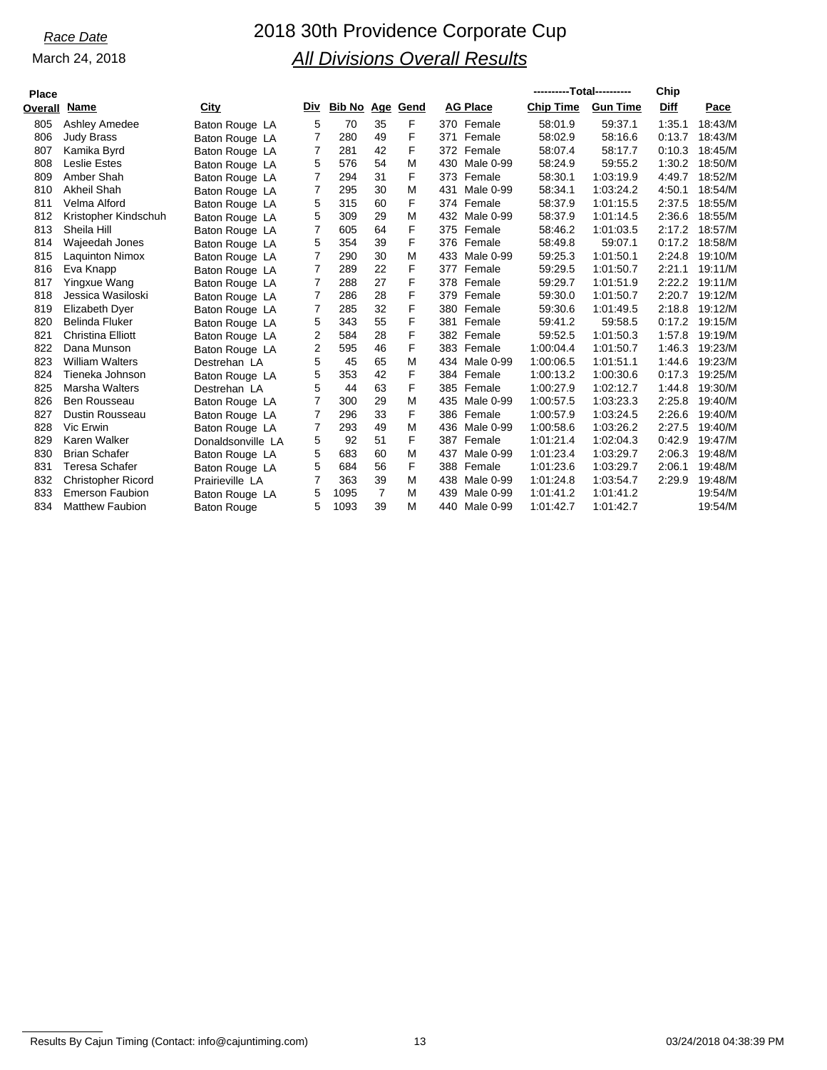*Race Date*

March 24, 2018

# 2018 30th Providence Corporate Cup

## *All Divisions Overall Results*

| Place Overall | Name | City | Div | Bib No | Age | Gend | AG Place | | ----------Total---------- Chip Time | Gun Time | Chip Diff | Pace |
|---|---|---|---|---|---|---|---|---|---|---|---|---|
| 805 | Ashley Amedee | Baton Rouge LA | 5 | 70 | 35 | F | 370 | Female | 58:01.9 | 59:37.1 | 1:35.1 | 18:43/M |
| 806 | Judy Brass | Baton Rouge LA | 7 | 280 | 49 | F | 371 | Female | 58:02.9 | 58:16.6 | 0:13.7 | 18:43/M |
| 807 | Kamika Byrd | Baton Rouge LA | 7 | 281 | 42 | F | 372 | Female | 58:07.4 | 58:17.7 | 0:10.3 | 18:45/M |
| 808 | Leslie Estes | Baton Rouge LA | 5 | 576 | 54 | M | 430 | Male 0-99 | 58:24.9 | 59:55.2 | 1:30.2 | 18:50/M |
| 809 | Amber Shah | Baton Rouge LA | 7 | 294 | 31 | F | 373 | Female | 58:30.1 | 1:03:19.9 | 4:49.7 | 18:52/M |
| 810 | Akheil Shah | Baton Rouge LA | 7 | 295 | 30 | M | 431 | Male 0-99 | 58:34.1 | 1:03:24.2 | 4:50.1 | 18:54/M |
| 811 | Velma Alford | Baton Rouge LA | 5 | 315 | 60 | F | 374 | Female | 58:37.9 | 1:01:15.5 | 2:37.5 | 18:55/M |
| 812 | Kristopher Kindschuh | Baton Rouge LA | 5 | 309 | 29 | M | 432 | Male 0-99 | 58:37.9 | 1:01:14.5 | 2:36.6 | 18:55/M |
| 813 | Sheila Hill | Baton Rouge LA | 7 | 605 | 64 | F | 375 | Female | 58:46.2 | 1:01:03.5 | 2:17.2 | 18:57/M |
| 814 | Wajeedah Jones | Baton Rouge LA | 5 | 354 | 39 | F | 376 | Female | 58:49.8 | 59:07.1 | 0:17.2 | 18:58/M |
| 815 | Laquinton Nimox | Baton Rouge LA | 7 | 290 | 30 | M | 433 | Male 0-99 | 59:25.3 | 1:01:50.1 | 2:24.8 | 19:10/M |
| 816 | Eva Knapp | Baton Rouge LA | 7 | 289 | 22 | F | 377 | Female | 59:29.5 | 1:01:50.7 | 2:21.1 | 19:11/M |
| 817 | Yingxue Wang | Baton Rouge LA | 7 | 288 | 27 | F | 378 | Female | 59:29.7 | 1:01:51.9 | 2:22.2 | 19:11/M |
| 818 | Jessica Wasiloski | Baton Rouge LA | 7 | 286 | 28 | F | 379 | Female | 59:30.0 | 1:01:50.7 | 2:20.7 | 19:12/M |
| 819 | Elizabeth Dyer | Baton Rouge LA | 7 | 285 | 32 | F | 380 | Female | 59:30.6 | 1:01:49.5 | 2:18.8 | 19:12/M |
| 820 | Belinda Fluker | Baton Rouge LA | 5 | 343 | 55 | F | 381 | Female | 59:41.2 | 59:58.5 | 0:17.2 | 19:15/M |
| 821 | Christina Elliott | Baton Rouge LA | 2 | 584 | 28 | F | 382 | Female | 59:52.5 | 1:01:50.3 | 1:57.8 | 19:19/M |
| 822 | Dana Munson | Baton Rouge LA | 2 | 595 | 46 | F | 383 | Female | 1:00:04.4 | 1:01:50.7 | 1:46.3 | 19:23/M |
| 823 | William Walters | Destrehan LA | 5 | 45 | 65 | M | 434 | Male 0-99 | 1:00:06.5 | 1:01:51.1 | 1:44.6 | 19:23/M |
| 824 | Tieneka Johnson | Baton Rouge LA | 5 | 353 | 42 | F | 384 | Female | 1:00:13.2 | 1:00:30.6 | 0:17.3 | 19:25/M |
| 825 | Marsha Walters | Destrehan LA | 5 | 44 | 63 | F | 385 | Female | 1:00:27.9 | 1:02:12.7 | 1:44.8 | 19:30/M |
| 826 | Ben Rousseau | Baton Rouge LA | 7 | 300 | 29 | M | 435 | Male 0-99 | 1:00:57.5 | 1:03:23.3 | 2:25.8 | 19:40/M |
| 827 | Dustin Rousseau | Baton Rouge LA | 7 | 296 | 33 | F | 386 | Female | 1:00:57.9 | 1:03:24.5 | 2:26.6 | 19:40/M |
| 828 | Vic Erwin | Baton Rouge LA | 7 | 293 | 49 | M | 436 | Male 0-99 | 1:00:58.6 | 1:03:26.2 | 2:27.5 | 19:40/M |
| 829 | Karen Walker | Donaldsonville LA | 5 | 92 | 51 | F | 387 | Female | 1:01:21.4 | 1:02:04.3 | 0:42.9 | 19:47/M |
| 830 | Brian Schafer | Baton Rouge LA | 5 | 683 | 60 | M | 437 | Male 0-99 | 1:01:23.4 | 1:03:29.7 | 2:06.3 | 19:48/M |
| 831 | Teresa Schafer | Baton Rouge LA | 5 | 684 | 56 | F | 388 | Female | 1:01:23.6 | 1:03:29.7 | 2:06.1 | 19:48/M |
| 832 | Christopher Ricord | Prairieville LA | 7 | 363 | 39 | M | 438 | Male 0-99 | 1:01:24.8 | 1:03:54.7 | 2:29.9 | 19:48/M |
| 833 | Emerson Faubion | Baton Rouge LA | 5 | 1095 | 7 | M | 439 | Male 0-99 | 1:01:41.2 | 1:01:41.2 | | 19:54/M |
| 834 | Matthew Faubion | Baton Rouge | 5 | 1093 | 39 | M | 440 | Male 0-99 | 1:01:42.7 | 1:01:42.7 | | 19:54/M |

Results By Cajun Timing (Contact: info@cajuntiming.com) 03/24/2018 04:38:39 PM